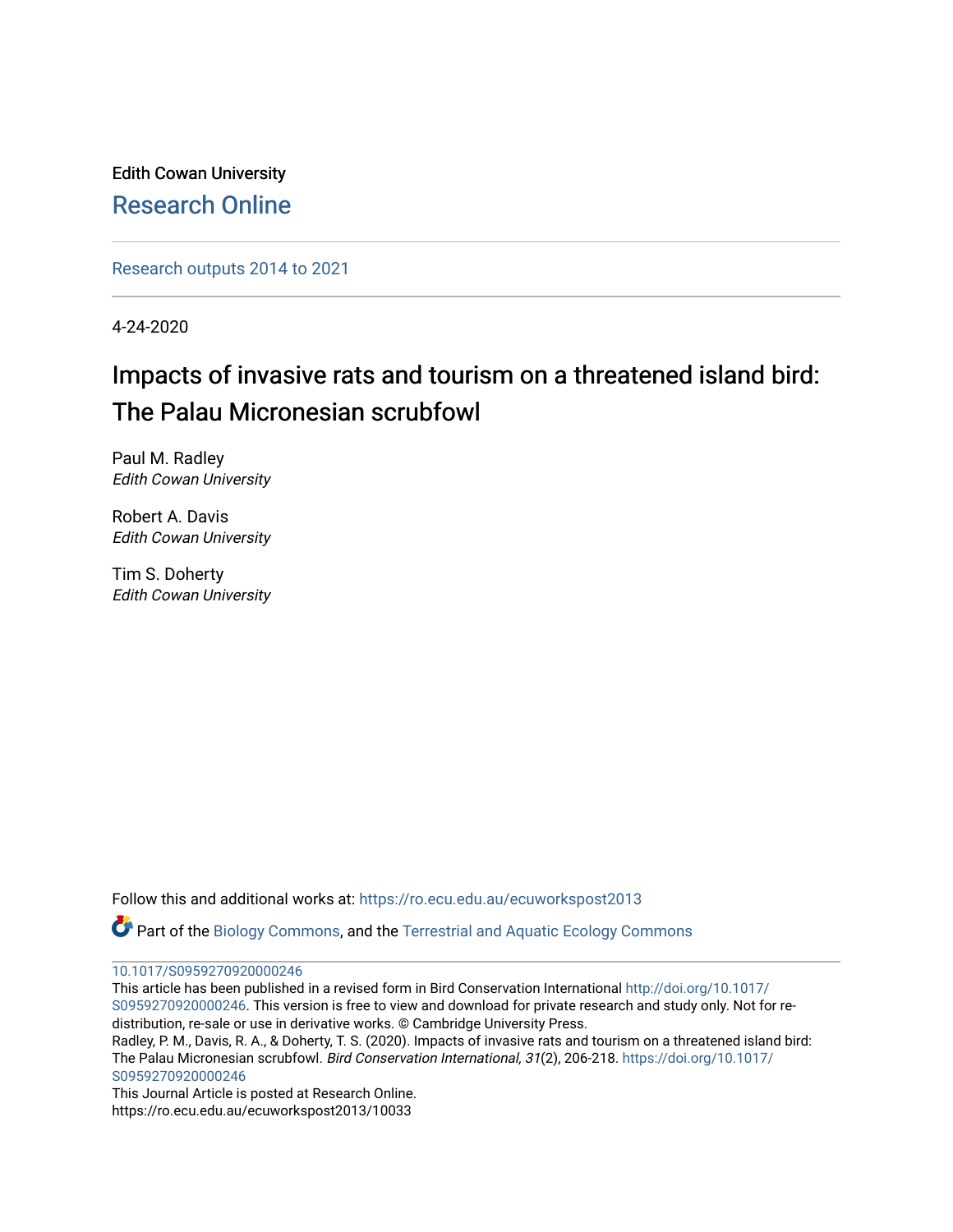Edith Cowan University

Research Online

Research outputs 2014 to 2021

4-24-2020

# Impacts of invasive rats and tourism on a threatened island bird: The Palau Micronesian scrubfowl

Paul M. Radley
*Edith Cowan University*

Robert A. Davis
*Edith Cowan University*

Tim S. Doherty
*Edith Cowan University*

Follow this and additional works at: https://ro.ecu.edu.au/ecuworkspost2013

Part of the Biology Commons, and the Terrestrial and Aquatic Ecology Commons

10.1017/S0959270920000246

This article has been published in a revised form in Bird Conservation International http://doi.org/10.1017/S0959270920000246. This version is free to view and download for private research and study only. Not for re-distribution, re-sale or use in derivative works. © Cambridge University Press.

Radley, P. M., Davis, R. A., & Doherty, T. S. (2020). Impacts of invasive rats and tourism on a threatened island bird: The Palau Micronesian scrubfowl. *Bird Conservation International, 31*(2), 206-218. https://doi.org/10.1017/S0959270920000246

This Journal Article is posted at Research Online.
https://ro.ecu.edu.au/ecuworkspost2013/10033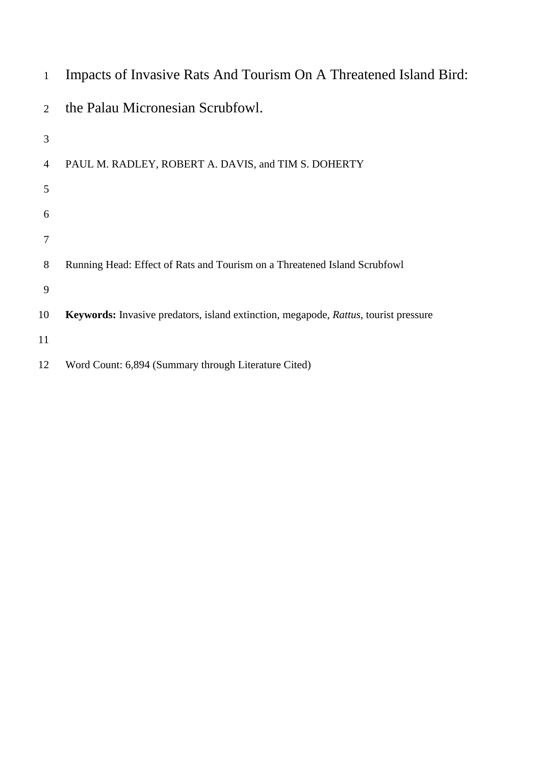# Impacts of Invasive Rats And Tourism On A Threatened Island Bird: the Palau Micronesian Scrubfowl.

PAUL M. RADLEY, ROBERT A. DAVIS, and TIM S. DOHERTY

Running Head: Effect of Rats and Tourism on a Threatened Island Scrubfowl

**Keywords:** Invasive predators, island extinction, megapode, *Rattus*, tourist pressure

Word Count: 6,894 (Summary through Literature Cited)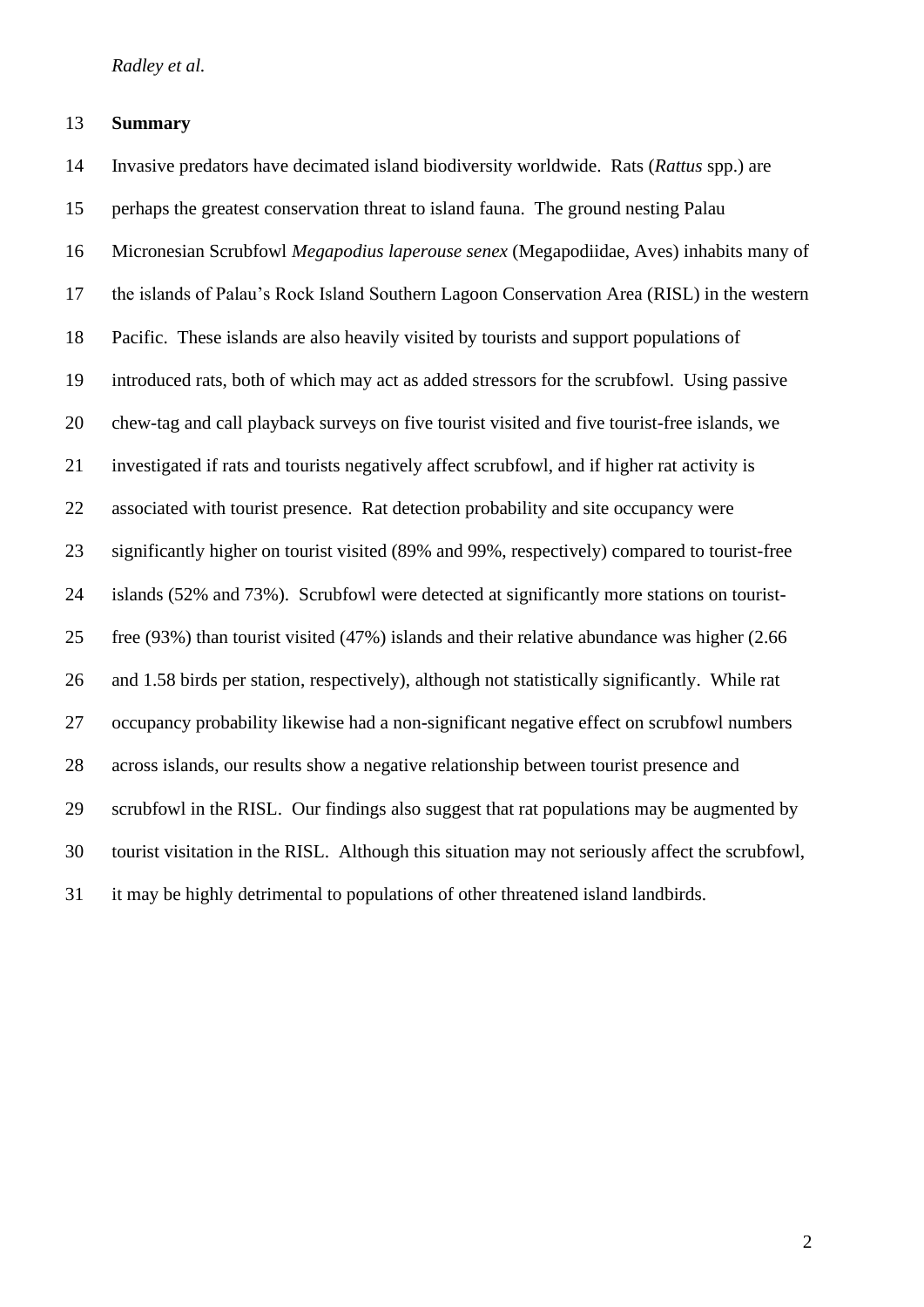## Summary

Invasive predators have decimated island biodiversity worldwide. Rats (*Rattus* spp.) are perhaps the greatest conservation threat to island fauna. The ground nesting Palau Micronesian Scrubfowl *Megapodius laperouse senex* (Megapodiidae, Aves) inhabits many of the islands of Palau's Rock Island Southern Lagoon Conservation Area (RISL) in the western Pacific. These islands are also heavily visited by tourists and support populations of introduced rats, both of which may act as added stressors for the scrubfowl. Using passive chew-tag and call playback surveys on five tourist visited and five tourist-free islands, we investigated if rats and tourists negatively affect scrubfowl, and if higher rat activity is associated with tourist presence. Rat detection probability and site occupancy were significantly higher on tourist visited (89% and 99%, respectively) compared to tourist-free islands (52% and 73%). Scrubfowl were detected at significantly more stations on tourist-free (93%) than tourist visited (47%) islands and their relative abundance was higher (2.66 and 1.58 birds per station, respectively), although not statistically significantly. While rat occupancy probability likewise had a non-significant negative effect on scrubfowl numbers across islands, our results show a negative relationship between tourist presence and scrubfowl in the RISL. Our findings also suggest that rat populations may be augmented by tourist visitation in the RISL. Although this situation may not seriously affect the scrubfowl, it may be highly detrimental to populations of other threatened island landbirds.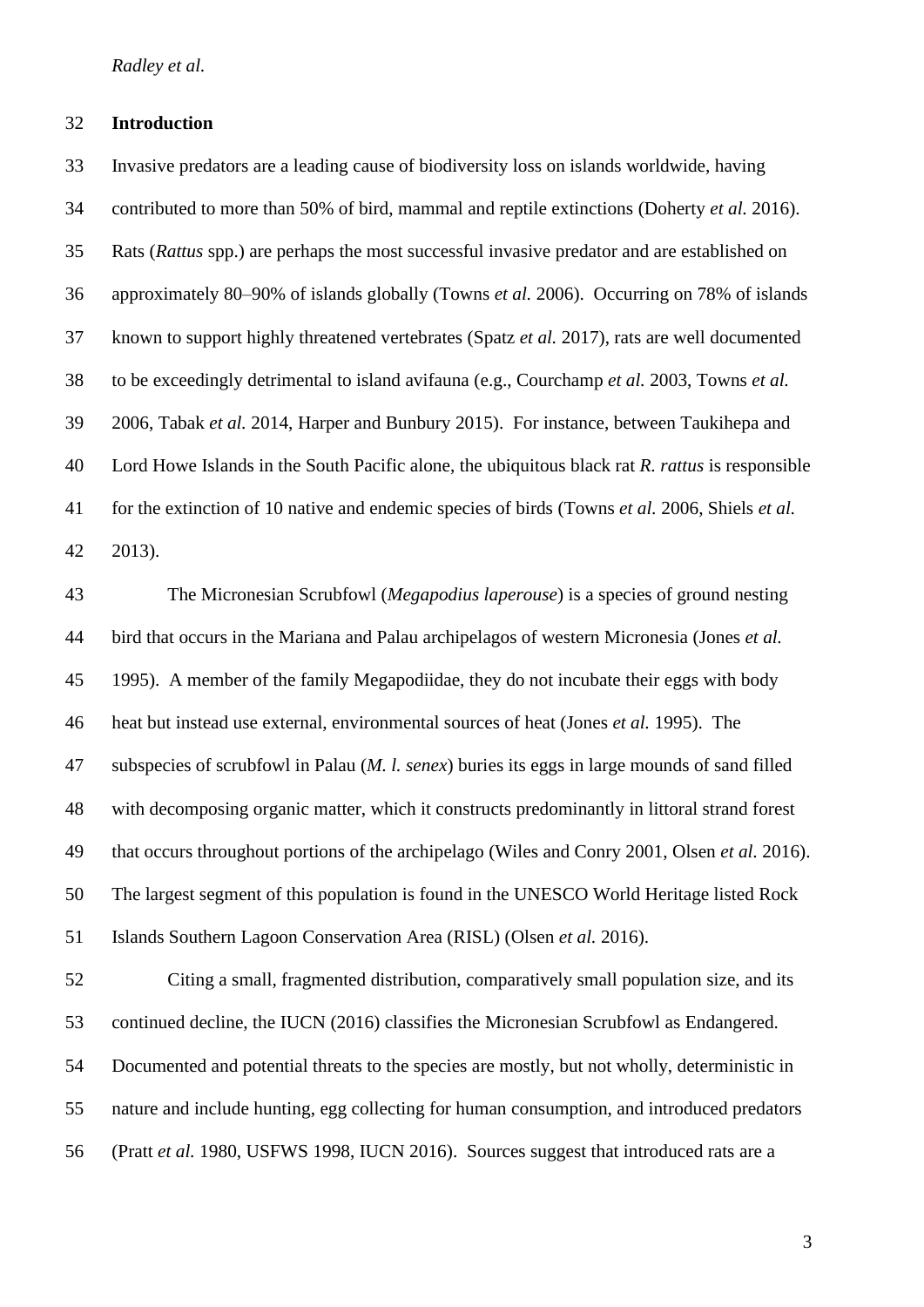## Introduction

Invasive predators are a leading cause of biodiversity loss on islands worldwide, having contributed to more than 50% of bird, mammal and reptile extinctions (Doherty *et al.* 2016). Rats (*Rattus* spp.) are perhaps the most successful invasive predator and are established on approximately 80–90% of islands globally (Towns *et al.* 2006). Occurring on 78% of islands known to support highly threatened vertebrates (Spatz *et al.* 2017), rats are well documented to be exceedingly detrimental to island avifauna (e.g., Courchamp *et al.* 2003, Towns *et al.* 2006, Tabak *et al.* 2014, Harper and Bunbury 2015). For instance, between Taukihepa and Lord Howe Islands in the South Pacific alone, the ubiquitous black rat *R. rattus* is responsible for the extinction of 10 native and endemic species of birds (Towns *et al.* 2006, Shiels *et al.* 2013).

The Micronesian Scrubfowl (*Megapodius laperouse*) is a species of ground nesting bird that occurs in the Mariana and Palau archipelagos of western Micronesia (Jones *et al.* 1995). A member of the family Megapodiidae, they do not incubate their eggs with body heat but instead use external, environmental sources of heat (Jones *et al.* 1995). The subspecies of scrubfowl in Palau (*M. l. senex*) buries its eggs in large mounds of sand filled with decomposing organic matter, which it constructs predominantly in littoral strand forest that occurs throughout portions of the archipelago (Wiles and Conry 2001, Olsen *et al.* 2016). The largest segment of this population is found in the UNESCO World Heritage listed Rock Islands Southern Lagoon Conservation Area (RISL) (Olsen *et al.* 2016).

Citing a small, fragmented distribution, comparatively small population size, and its continued decline, the IUCN (2016) classifies the Micronesian Scrubfowl as Endangered. Documented and potential threats to the species are mostly, but not wholly, deterministic in nature and include hunting, egg collecting for human consumption, and introduced predators (Pratt *et al.* 1980, USFWS 1998, IUCN 2016). Sources suggest that introduced rats are a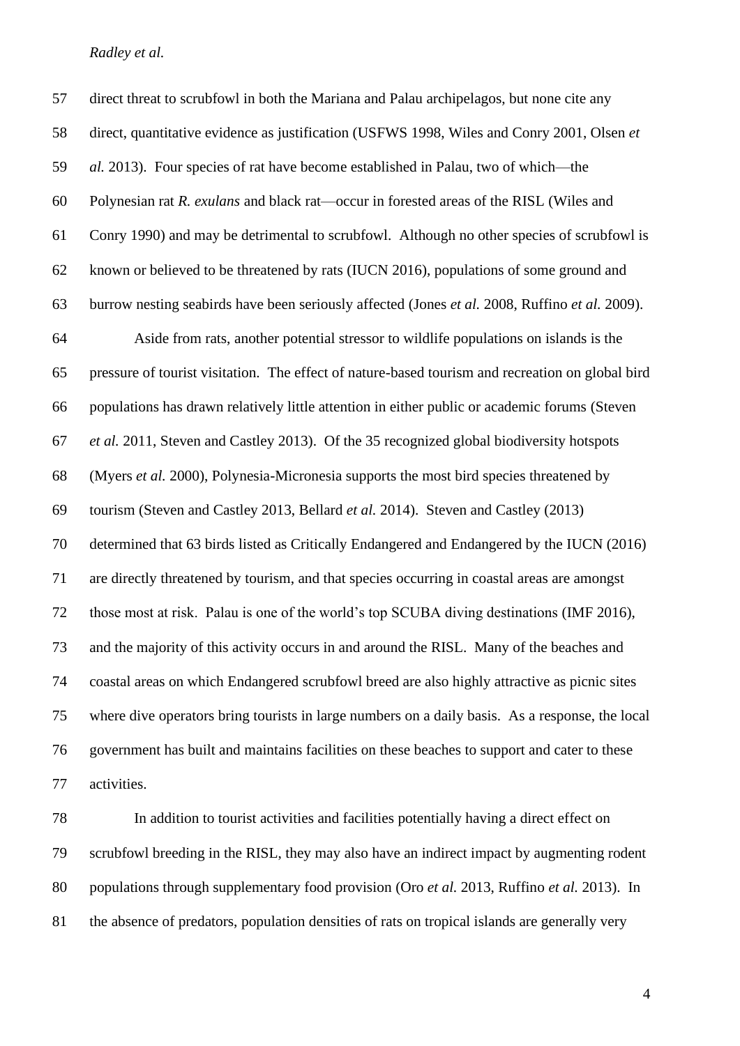direct threat to scrubfowl in both the Mariana and Palau archipelagos, but none cite any direct, quantitative evidence as justification (USFWS 1998, Wiles and Conry 2001, Olsen *et al.* 2013). Four species of rat have become established in Palau, two of which—the Polynesian rat *R. exulans* and black rat—occur in forested areas of the RISL (Wiles and Conry 1990) and may be detrimental to scrubfowl. Although no other species of scrubfowl is known or believed to be threatened by rats (IUCN 2016), populations of some ground and burrow nesting seabirds have been seriously affected (Jones *et al.* 2008, Ruffino *et al.* 2009).

Aside from rats, another potential stressor to wildlife populations on islands is the pressure of tourist visitation. The effect of nature-based tourism and recreation on global bird populations has drawn relatively little attention in either public or academic forums (Steven *et al.* 2011, Steven and Castley 2013). Of the 35 recognized global biodiversity hotspots (Myers *et al.* 2000), Polynesia-Micronesia supports the most bird species threatened by tourism (Steven and Castley 2013, Bellard *et al.* 2014). Steven and Castley (2013) determined that 63 birds listed as Critically Endangered and Endangered by the IUCN (2016) are directly threatened by tourism, and that species occurring in coastal areas are amongst those most at risk. Palau is one of the world's top SCUBA diving destinations (IMF 2016), and the majority of this activity occurs in and around the RISL. Many of the beaches and coastal areas on which Endangered scrubfowl breed are also highly attractive as picnic sites where dive operators bring tourists in large numbers on a daily basis. As a response, the local government has built and maintains facilities on these beaches to support and cater to these activities.

In addition to tourist activities and facilities potentially having a direct effect on scrubfowl breeding in the RISL, they may also have an indirect impact by augmenting rodent populations through supplementary food provision (Oro *et al.* 2013, Ruffino *et al.* 2013). In the absence of predators, population densities of rats on tropical islands are generally very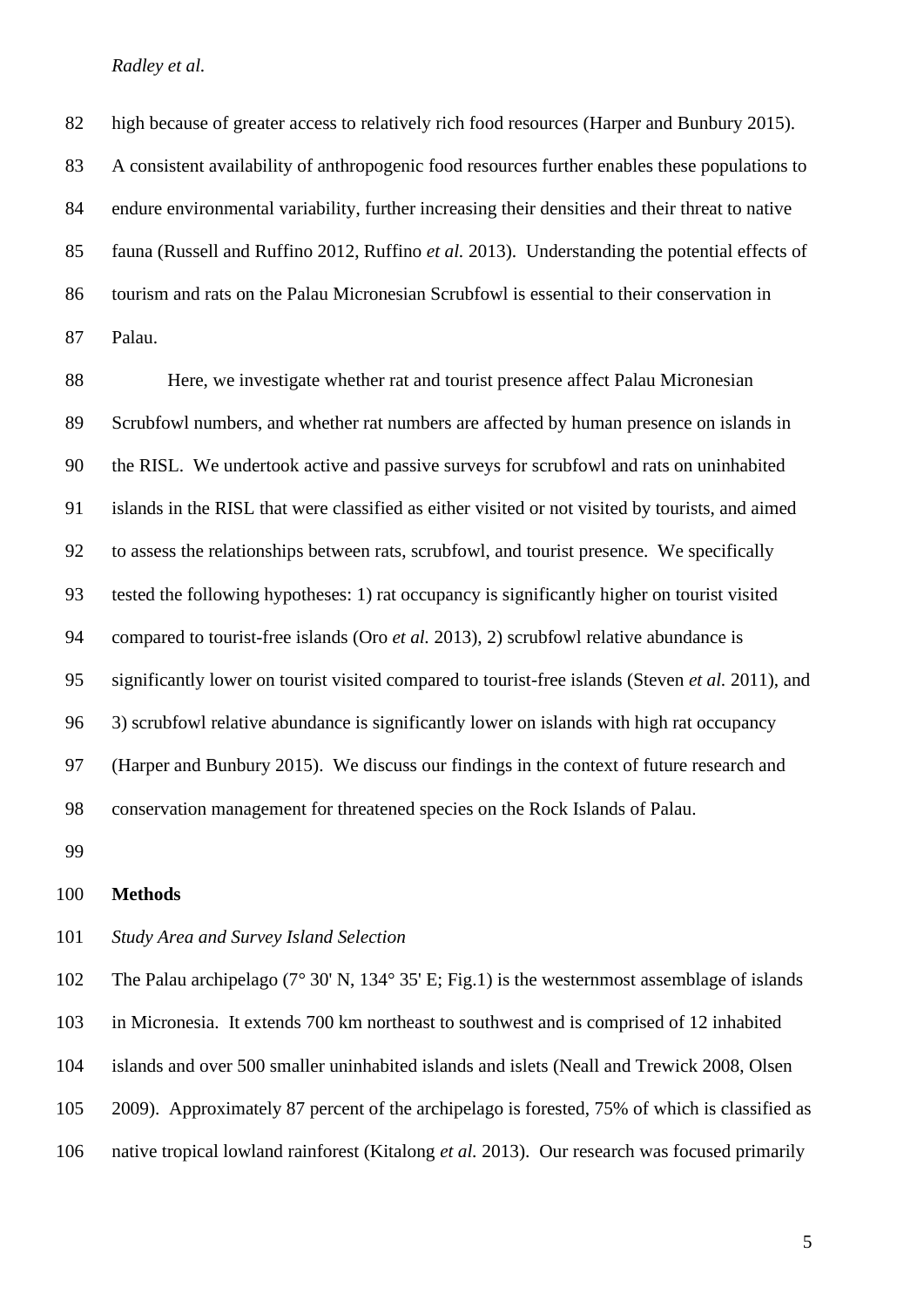high because of greater access to relatively rich food resources (Harper and Bunbury 2015). A consistent availability of anthropogenic food resources further enables these populations to endure environmental variability, further increasing their densities and their threat to native fauna (Russell and Ruffino 2012, Ruffino *et al.* 2013). Understanding the potential effects of tourism and rats on the Palau Micronesian Scrubfowl is essential to their conservation in Palau.

Here, we investigate whether rat and tourist presence affect Palau Micronesian Scrubfowl numbers, and whether rat numbers are affected by human presence on islands in the RISL. We undertook active and passive surveys for scrubfowl and rats on uninhabited islands in the RISL that were classified as either visited or not visited by tourists, and aimed to assess the relationships between rats, scrubfowl, and tourist presence. We specifically tested the following hypotheses: 1) rat occupancy is significantly higher on tourist visited compared to tourist-free islands (Oro *et al.* 2013), 2) scrubfowl relative abundance is significantly lower on tourist visited compared to tourist-free islands (Steven *et al.* 2011), and 3) scrubfowl relative abundance is significantly lower on islands with high rat occupancy (Harper and Bunbury 2015). We discuss our findings in the context of future research and conservation management for threatened species on the Rock Islands of Palau.

## Methods

### *Study Area and Survey Island Selection*

The Palau archipelago (7° 30' N, 134° 35' E; Fig.1) is the westernmost assemblage of islands in Micronesia. It extends 700 km northeast to southwest and is comprised of 12 inhabited islands and over 500 smaller uninhabited islands and islets (Neall and Trewick 2008, Olsen 2009). Approximately 87 percent of the archipelago is forested, 75% of which is classified as native tropical lowland rainforest (Kitalong *et al.* 2013). Our research was focused primarily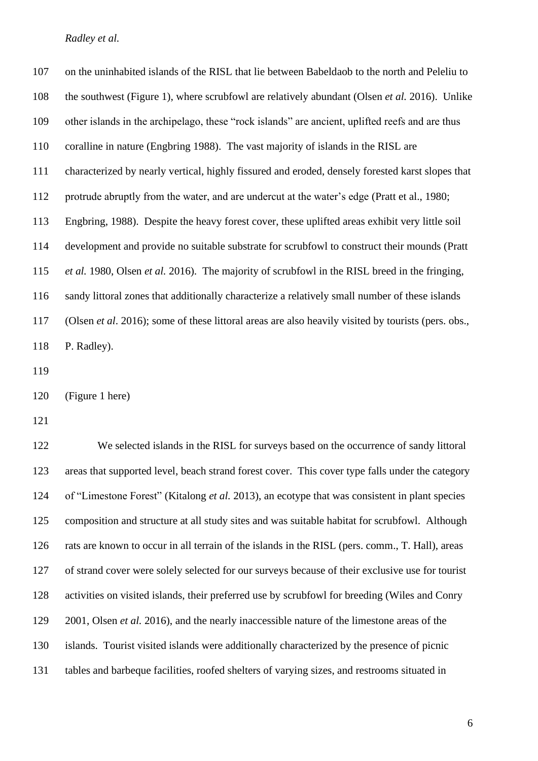on the uninhabited islands of the RISL that lie between Babeldaob to the north and Peleliu to the southwest (Figure 1), where scrubfowl are relatively abundant (Olsen *et al.* 2016). Unlike other islands in the archipelago, these "rock islands" are ancient, uplifted reefs and are thus coralline in nature (Engbring 1988). The vast majority of islands in the RISL are characterized by nearly vertical, highly fissured and eroded, densely forested karst slopes that protrude abruptly from the water, and are undercut at the water's edge (Pratt et al., 1980; Engbring, 1988). Despite the heavy forest cover, these uplifted areas exhibit very little soil development and provide no suitable substrate for scrubfowl to construct their mounds (Pratt *et al.* 1980, Olsen *et al.* 2016). The majority of scrubfowl in the RISL breed in the fringing, sandy littoral zones that additionally characterize a relatively small number of these islands (Olsen *et al*. 2016); some of these littoral areas are also heavily visited by tourists (pers. obs., P. Radley).

(Figure 1 here)

We selected islands in the RISL for surveys based on the occurrence of sandy littoral areas that supported level, beach strand forest cover. This cover type falls under the category of "Limestone Forest" (Kitalong *et al.* 2013), an ecotype that was consistent in plant species composition and structure at all study sites and was suitable habitat for scrubfowl. Although rats are known to occur in all terrain of the islands in the RISL (pers. comm., T. Hall), areas of strand cover were solely selected for our surveys because of their exclusive use for tourist activities on visited islands, their preferred use by scrubfowl for breeding (Wiles and Conry 2001, Olsen *et al.* 2016), and the nearly inaccessible nature of the limestone areas of the islands. Tourist visited islands were additionally characterized by the presence of picnic tables and barbeque facilities, roofed shelters of varying sizes, and restrooms situated in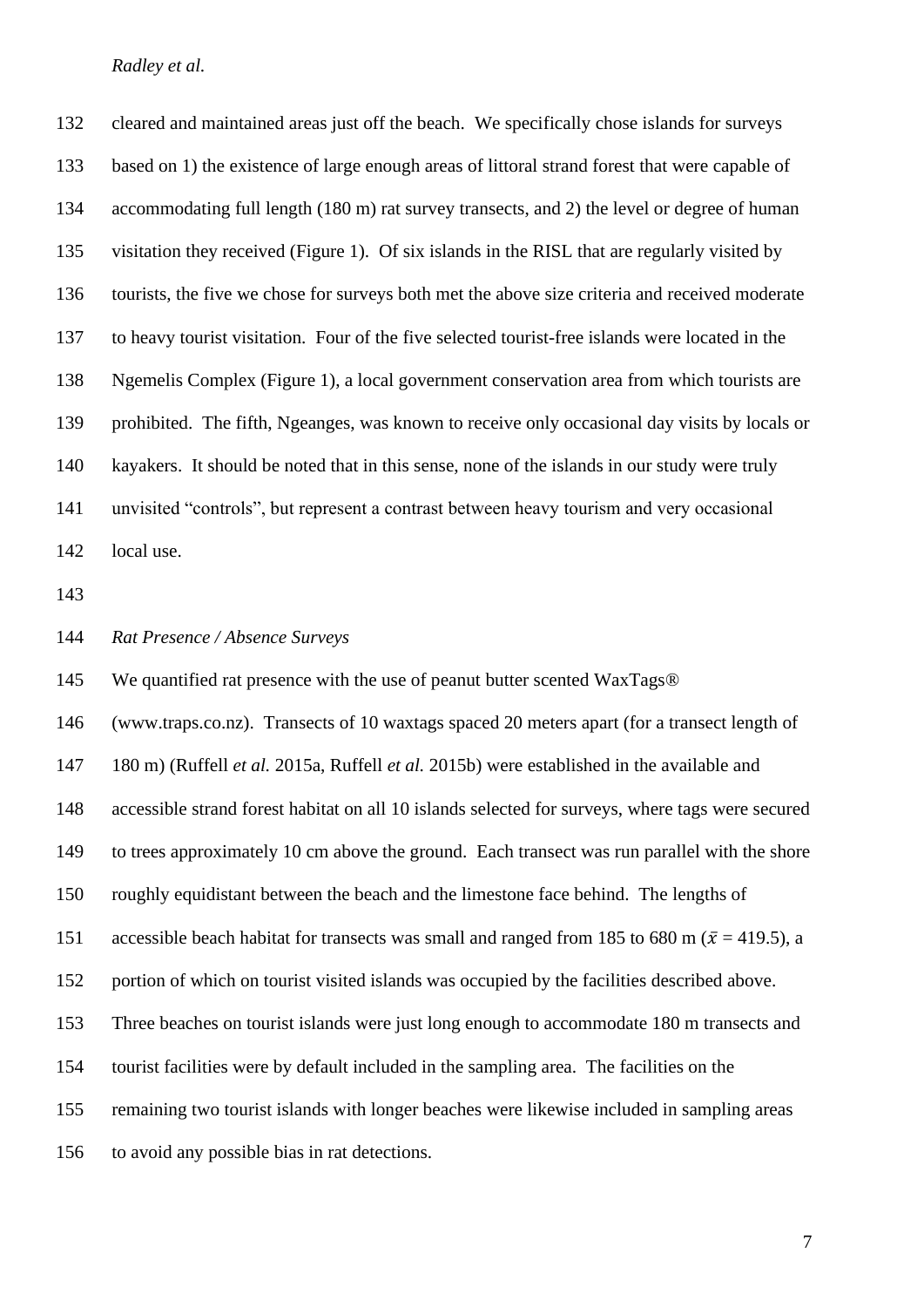cleared and maintained areas just off the beach. We specifically chose islands for surveys based on 1) the existence of large enough areas of littoral strand forest that were capable of accommodating full length (180 m) rat survey transects, and 2) the level or degree of human visitation they received (Figure 1). Of six islands in the RISL that are regularly visited by tourists, the five we chose for surveys both met the above size criteria and received moderate to heavy tourist visitation. Four of the five selected tourist-free islands were located in the Ngemelis Complex (Figure 1), a local government conservation area from which tourists are prohibited. The fifth, Ngeanges, was known to receive only occasional day visits by locals or kayakers. It should be noted that in this sense, none of the islands in our study were truly unvisited "controls", but represent a contrast between heavy tourism and very occasional local use.

*Rat Presence / Absence Surveys*

We quantified rat presence with the use of peanut butter scented WaxTags® (www.traps.co.nz). Transects of 10 waxtags spaced 20 meters apart (for a transect length of 180 m) (Ruffell *et al.* 2015a, Ruffell *et al.* 2015b) were established in the available and accessible strand forest habitat on all 10 islands selected for surveys, where tags were secured to trees approximately 10 cm above the ground. Each transect was run parallel with the shore roughly equidistant between the beach and the limestone face behind. The lengths of accessible beach habitat for transects was small and ranged from 185 to 680 m ($\bar{x}$ = 419.5), a portion of which on tourist visited islands was occupied by the facilities described above. Three beaches on tourist islands were just long enough to accommodate 180 m transects and tourist facilities were by default included in the sampling area. The facilities on the remaining two tourist islands with longer beaches were likewise included in sampling areas to avoid any possible bias in rat detections.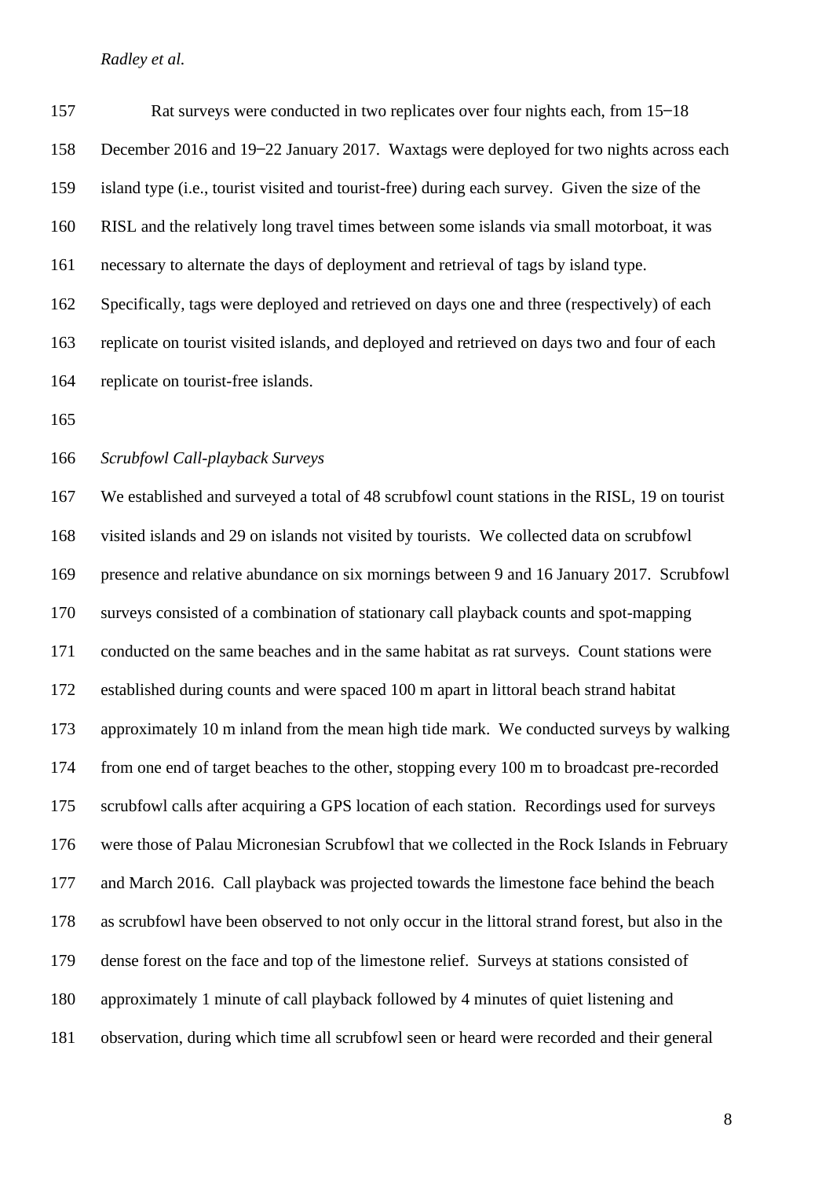Rat surveys were conducted in two replicates over four nights each, from 15–18 December 2016 and 19–22 January 2017. Waxtags were deployed for two nights across each island type (i.e., tourist visited and tourist-free) during each survey. Given the size of the RISL and the relatively long travel times between some islands via small motorboat, it was necessary to alternate the days of deployment and retrieval of tags by island type. Specifically, tags were deployed and retrieved on days one and three (respectively) of each replicate on tourist visited islands, and deployed and retrieved on days two and four of each replicate on tourist-free islands.

*Scrubfowl Call-playback Surveys*

We established and surveyed a total of 48 scrubfowl count stations in the RISL, 19 on tourist visited islands and 29 on islands not visited by tourists. We collected data on scrubfowl presence and relative abundance on six mornings between 9 and 16 January 2017. Scrubfowl surveys consisted of a combination of stationary call playback counts and spot-mapping conducted on the same beaches and in the same habitat as rat surveys. Count stations were established during counts and were spaced 100 m apart in littoral beach strand habitat approximately 10 m inland from the mean high tide mark. We conducted surveys by walking from one end of target beaches to the other, stopping every 100 m to broadcast pre-recorded scrubfowl calls after acquiring a GPS location of each station. Recordings used for surveys were those of Palau Micronesian Scrubfowl that we collected in the Rock Islands in February and March 2016. Call playback was projected towards the limestone face behind the beach as scrubfowl have been observed to not only occur in the littoral strand forest, but also in the dense forest on the face and top of the limestone relief. Surveys at stations consisted of approximately 1 minute of call playback followed by 4 minutes of quiet listening and observation, during which time all scrubfowl seen or heard were recorded and their general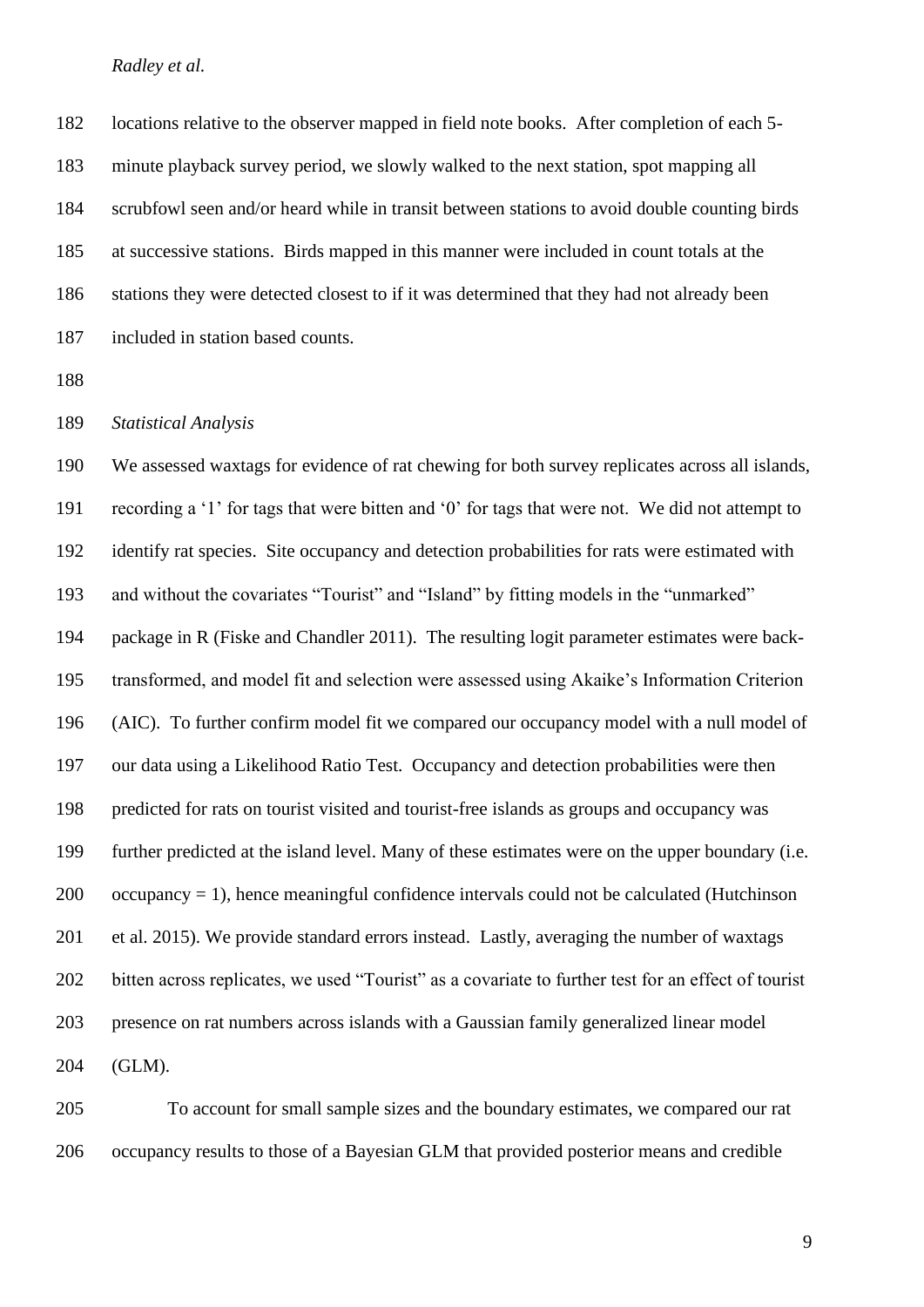locations relative to the observer mapped in field note books. After completion of each 5-minute playback survey period, we slowly walked to the next station, spot mapping all scrubfowl seen and/or heard while in transit between stations to avoid double counting birds at successive stations. Birds mapped in this manner were included in count totals at the stations they were detected closest to if it was determined that they had not already been included in station based counts.

*Statistical Analysis*

We assessed waxtags for evidence of rat chewing for both survey replicates across all islands, recording a '1' for tags that were bitten and '0' for tags that were not. We did not attempt to identify rat species. Site occupancy and detection probabilities for rats were estimated with and without the covariates "Tourist" and "Island" by fitting models in the "unmarked" package in R (Fiske and Chandler 2011). The resulting logit parameter estimates were back-transformed, and model fit and selection were assessed using Akaike's Information Criterion (AIC). To further confirm model fit we compared our occupancy model with a null model of our data using a Likelihood Ratio Test. Occupancy and detection probabilities were then predicted for rats on tourist visited and tourist-free islands as groups and occupancy was further predicted at the island level. Many of these estimates were on the upper boundary (i.e. occupancy = 1), hence meaningful confidence intervals could not be calculated (Hutchinson et al. 2015). We provide standard errors instead. Lastly, averaging the number of waxtags bitten across replicates, we used "Tourist" as a covariate to further test for an effect of tourist presence on rat numbers across islands with a Gaussian family generalized linear model (GLM).

To account for small sample sizes and the boundary estimates, we compared our rat occupancy results to those of a Bayesian GLM that provided posterior means and credible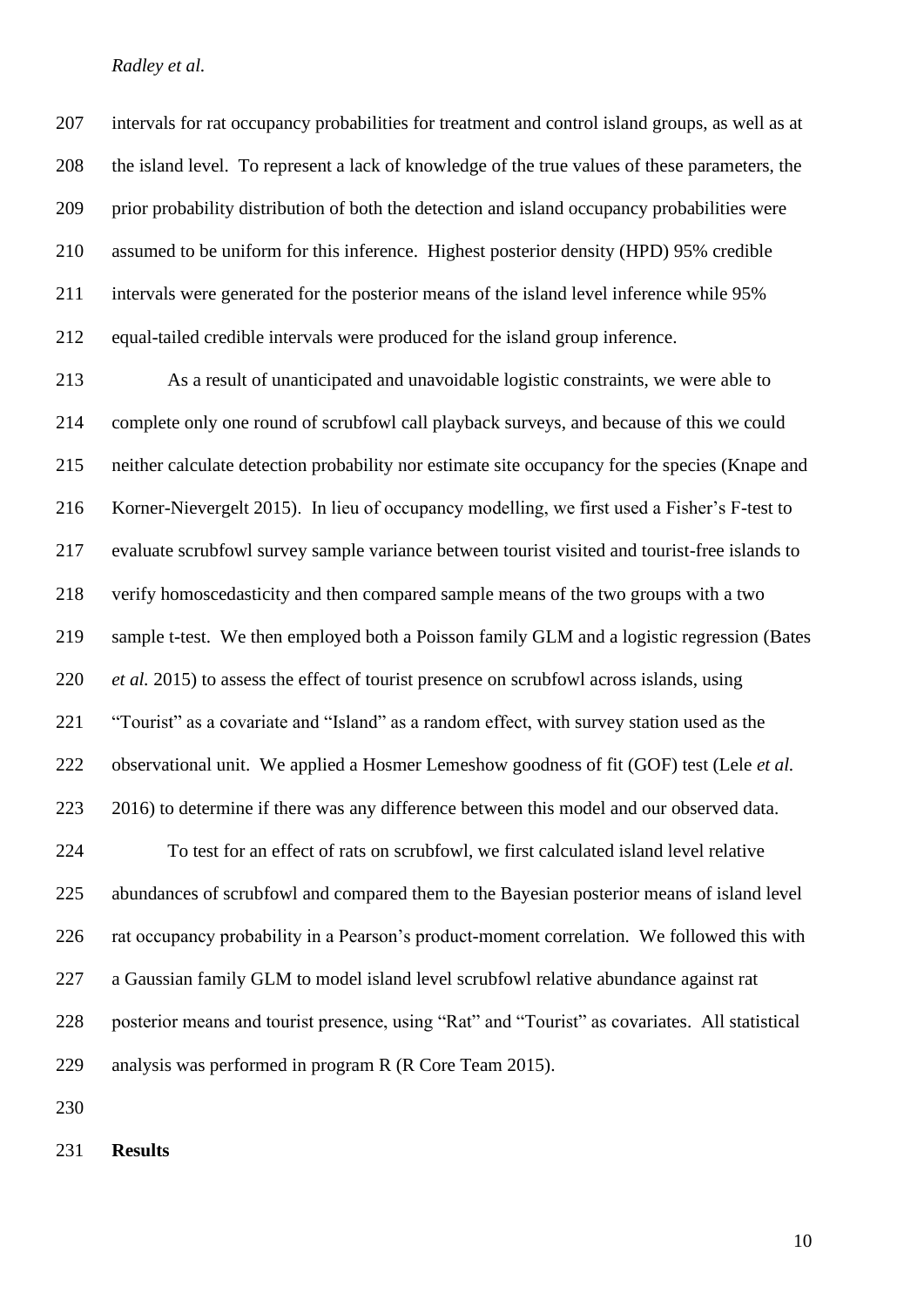intervals for rat occupancy probabilities for treatment and control island groups, as well as at the island level. To represent a lack of knowledge of the true values of these parameters, the prior probability distribution of both the detection and island occupancy probabilities were assumed to be uniform for this inference. Highest posterior density (HPD) 95% credible intervals were generated for the posterior means of the island level inference while 95% equal-tailed credible intervals were produced for the island group inference.

As a result of unanticipated and unavoidable logistic constraints, we were able to complete only one round of scrubfowl call playback surveys, and because of this we could neither calculate detection probability nor estimate site occupancy for the species (Knape and Korner-Nievergelt 2015). In lieu of occupancy modelling, we first used a Fisher's F-test to evaluate scrubfowl survey sample variance between tourist visited and tourist-free islands to verify homoscedasticity and then compared sample means of the two groups with a two sample t-test. We then employed both a Poisson family GLM and a logistic regression (Bates *et al.* 2015) to assess the effect of tourist presence on scrubfowl across islands, using "Tourist" as a covariate and "Island" as a random effect, with survey station used as the observational unit. We applied a Hosmer Lemeshow goodness of fit (GOF) test (Lele *et al.* 2016) to determine if there was any difference between this model and our observed data.

To test for an effect of rats on scrubfowl, we first calculated island level relative abundances of scrubfowl and compared them to the Bayesian posterior means of island level rat occupancy probability in a Pearson's product-moment correlation. We followed this with a Gaussian family GLM to model island level scrubfowl relative abundance against rat posterior means and tourist presence, using "Rat" and "Tourist" as covariates. All statistical analysis was performed in program R (R Core Team 2015).

## Results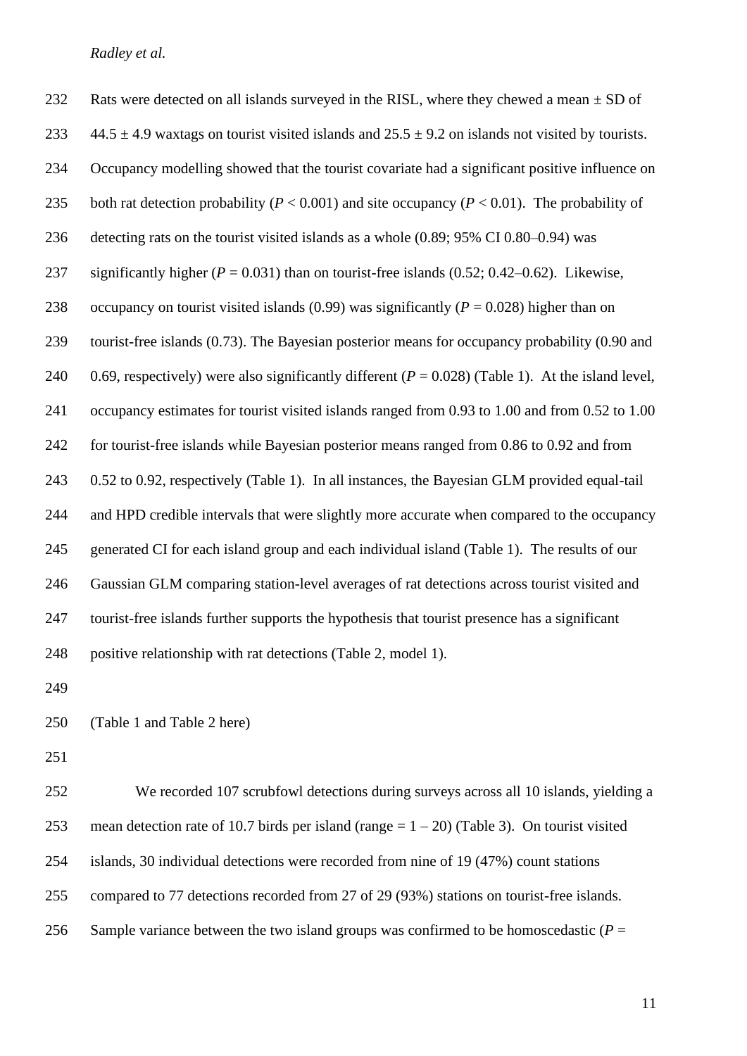Rats were detected on all islands surveyed in the RISL, where they chewed a mean ± SD of 44.5 ± 4.9 waxtags on tourist visited islands and 25.5 ± 9.2 on islands not visited by tourists. Occupancy modelling showed that the tourist covariate had a significant positive influence on both rat detection probability ($P < 0.001$) and site occupancy ($P < 0.01$). The probability of detecting rats on the tourist visited islands as a whole (0.89; 95% CI 0.80–0.94) was significantly higher ($P = 0.031$) than on tourist-free islands (0.52; 0.42–0.62). Likewise, occupancy on tourist visited islands (0.99) was significantly ($P = 0.028$) higher than on tourist-free islands (0.73). The Bayesian posterior means for occupancy probability (0.90 and 0.69, respectively) were also significantly different ($P = 0.028$) (Table 1). At the island level, occupancy estimates for tourist visited islands ranged from 0.93 to 1.00 and from 0.52 to 1.00 for tourist-free islands while Bayesian posterior means ranged from 0.86 to 0.92 and from 0.52 to 0.92, respectively (Table 1). In all instances, the Bayesian GLM provided equal-tail and HPD credible intervals that were slightly more accurate when compared to the occupancy generated CI for each island group and each individual island (Table 1). The results of our Gaussian GLM comparing station-level averages of rat detections across tourist visited and tourist-free islands further supports the hypothesis that tourist presence has a significant positive relationship with rat detections (Table 2, model 1).

(Table 1 and Table 2 here)

We recorded 107 scrubfowl detections during surveys across all 10 islands, yielding a mean detection rate of 10.7 birds per island (range = 1 – 20) (Table 3). On tourist visited islands, 30 individual detections were recorded from nine of 19 (47%) count stations compared to 77 detections recorded from 27 of 29 (93%) stations on tourist-free islands. Sample variance between the two island groups was confirmed to be homoscedastic ($P$ =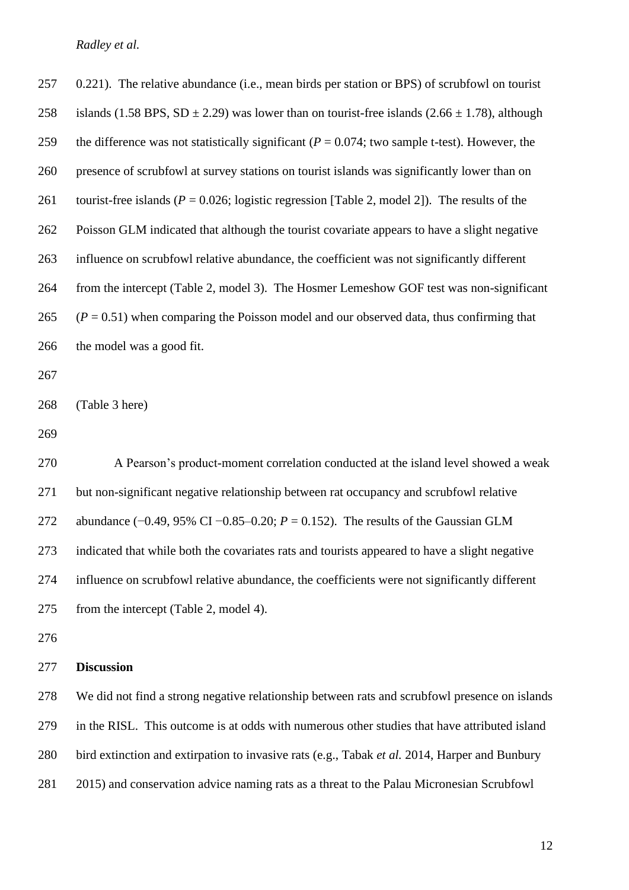0.221). The relative abundance (i.e., mean birds per station or BPS) of scrubfowl on tourist islands (1.58 BPS, SD ± 2.29) was lower than on tourist-free islands (2.66 ± 1.78), although the difference was not statistically significant ($P$ = 0.074; two sample t-test). However, the presence of scrubfowl at survey stations on tourist islands was significantly lower than on tourist-free islands ($P$ = 0.026; logistic regression [Table 2, model 2]). The results of the Poisson GLM indicated that although the tourist covariate appears to have a slight negative influence on scrubfowl relative abundance, the coefficient was not significantly different from the intercept (Table 2, model 3). The Hosmer Lemeshow GOF test was non-significant ($P$ = 0.51) when comparing the Poisson model and our observed data, thus confirming that the model was a good fit.

(Table 3 here)

A Pearson's product-moment correlation conducted at the island level showed a weak but non-significant negative relationship between rat occupancy and scrubfowl relative abundance (−0.49, 95% CI −0.85–0.20; $P$ = 0.152). The results of the Gaussian GLM indicated that while both the covariates rats and tourists appeared to have a slight negative influence on scrubfowl relative abundance, the coefficients were not significantly different from the intercept (Table 2, model 4).

## Discussion

We did not find a strong negative relationship between rats and scrubfowl presence on islands in the RISL. This outcome is at odds with numerous other studies that have attributed island bird extinction and extirpation to invasive rats (e.g., Tabak *et al.* 2014, Harper and Bunbury 2015) and conservation advice naming rats as a threat to the Palau Micronesian Scrubfowl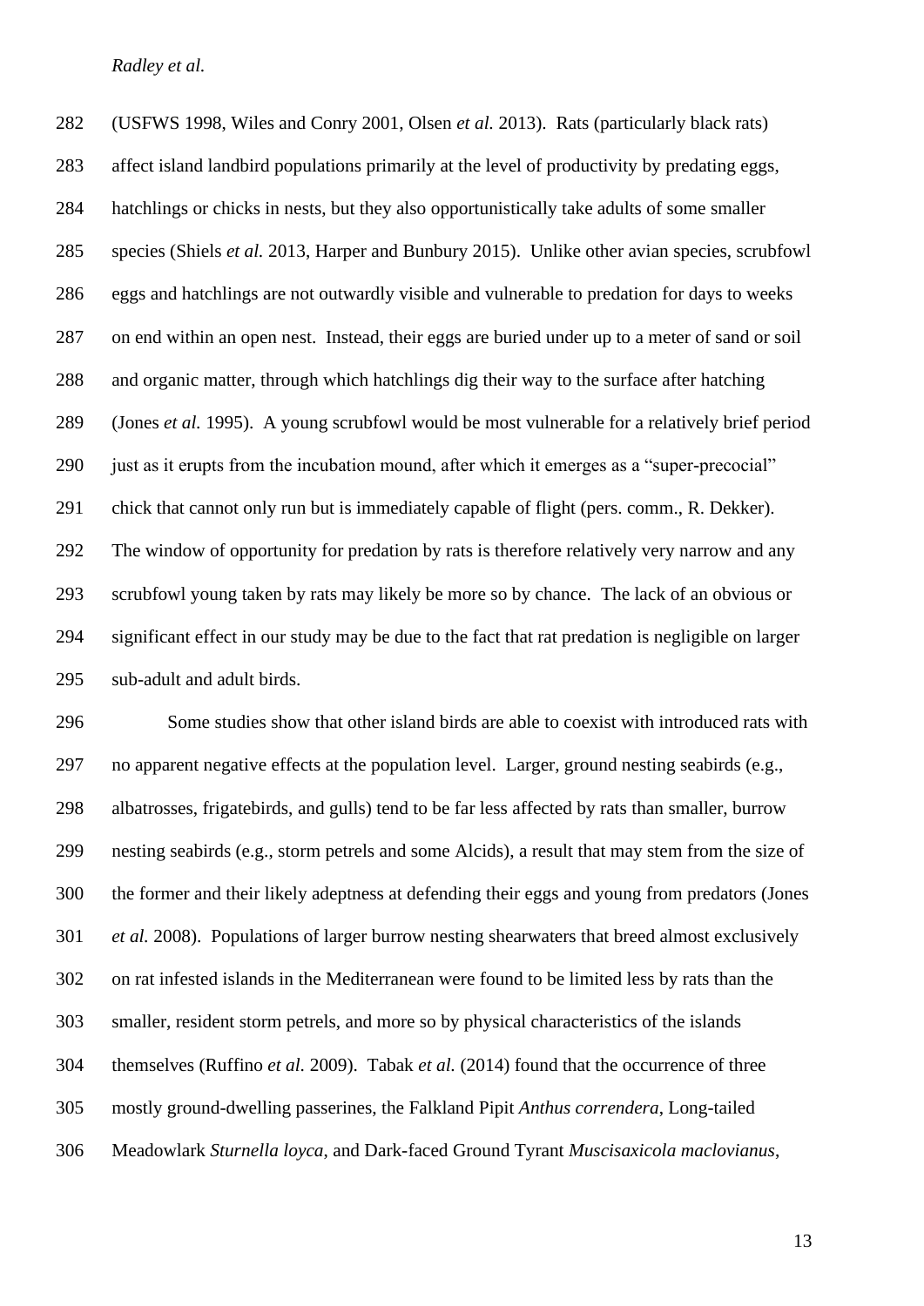(USFWS 1998, Wiles and Conry 2001, Olsen *et al.* 2013). Rats (particularly black rats) affect island landbird populations primarily at the level of productivity by predating eggs, hatchlings or chicks in nests, but they also opportunistically take adults of some smaller species (Shiels *et al.* 2013, Harper and Bunbury 2015). Unlike other avian species, scrubfowl eggs and hatchlings are not outwardly visible and vulnerable to predation for days to weeks on end within an open nest. Instead, their eggs are buried under up to a meter of sand or soil and organic matter, through which hatchlings dig their way to the surface after hatching (Jones *et al.* 1995). A young scrubfowl would be most vulnerable for a relatively brief period just as it erupts from the incubation mound, after which it emerges as a "super-precocial" chick that cannot only run but is immediately capable of flight (pers. comm., R. Dekker). The window of opportunity for predation by rats is therefore relatively very narrow and any scrubfowl young taken by rats may likely be more so by chance. The lack of an obvious or significant effect in our study may be due to the fact that rat predation is negligible on larger sub-adult and adult birds.

Some studies show that other island birds are able to coexist with introduced rats with no apparent negative effects at the population level. Larger, ground nesting seabirds (e.g., albatrosses, frigatebirds, and gulls) tend to be far less affected by rats than smaller, burrow nesting seabirds (e.g., storm petrels and some Alcids), a result that may stem from the size of the former and their likely adeptness at defending their eggs and young from predators (Jones *et al.* 2008). Populations of larger burrow nesting shearwaters that breed almost exclusively on rat infested islands in the Mediterranean were found to be limited less by rats than the smaller, resident storm petrels, and more so by physical characteristics of the islands themselves (Ruffino *et al.* 2009). Tabak *et al.* (2014) found that the occurrence of three mostly ground-dwelling passerines, the Falkland Pipit *Anthus correndera*, Long-tailed Meadowlark *Sturnella loyca*, and Dark-faced Ground Tyrant *Muscisaxicola maclovianus*,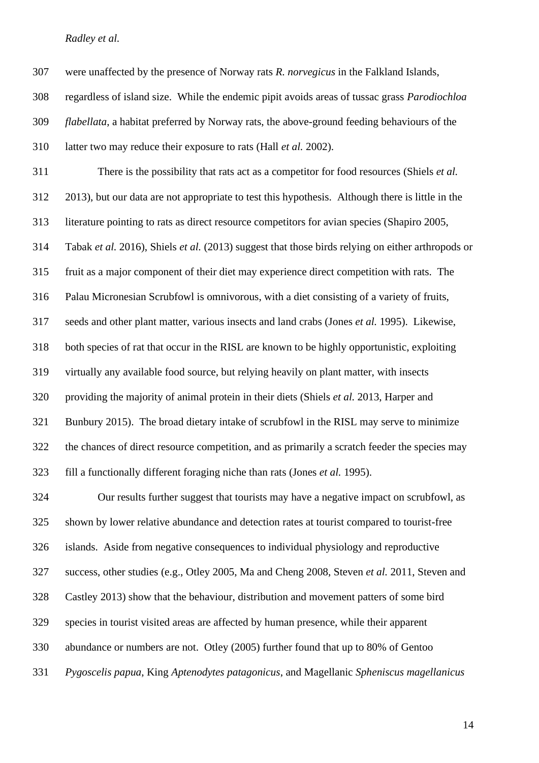were unaffected by the presence of Norway rats *R. norvegicus* in the Falkland Islands, regardless of island size. While the endemic pipit avoids areas of tussac grass *Parodiochloa flabellata*, a habitat preferred by Norway rats, the above-ground feeding behaviours of the latter two may reduce their exposure to rats (Hall *et al.* 2002).

There is the possibility that rats act as a competitor for food resources (Shiels *et al.* 2013), but our data are not appropriate to test this hypothesis. Although there is little in the literature pointing to rats as direct resource competitors for avian species (Shapiro 2005, Tabak *et al.* 2016), Shiels *et al.* (2013) suggest that those birds relying on either arthropods or fruit as a major component of their diet may experience direct competition with rats. The Palau Micronesian Scrubfowl is omnivorous, with a diet consisting of a variety of fruits, seeds and other plant matter, various insects and land crabs (Jones *et al.* 1995). Likewise, both species of rat that occur in the RISL are known to be highly opportunistic, exploiting virtually any available food source, but relying heavily on plant matter, with insects providing the majority of animal protein in their diets (Shiels *et al.* 2013, Harper and Bunbury 2015). The broad dietary intake of scrubfowl in the RISL may serve to minimize the chances of direct resource competition, and as primarily a scratch feeder the species may fill a functionally different foraging niche than rats (Jones *et al.* 1995).

Our results further suggest that tourists may have a negative impact on scrubfowl, as shown by lower relative abundance and detection rates at tourist compared to tourist-free islands. Aside from negative consequences to individual physiology and reproductive success, other studies (e.g., Otley 2005, Ma and Cheng 2008, Steven *et al.* 2011, Steven and Castley 2013) show that the behaviour, distribution and movement patters of some bird species in tourist visited areas are affected by human presence, while their apparent abundance or numbers are not. Otley (2005) further found that up to 80% of Gentoo *Pygoscelis papua*, King *Aptenodytes patagonicus*, and Magellanic *Spheniscus magellanicus*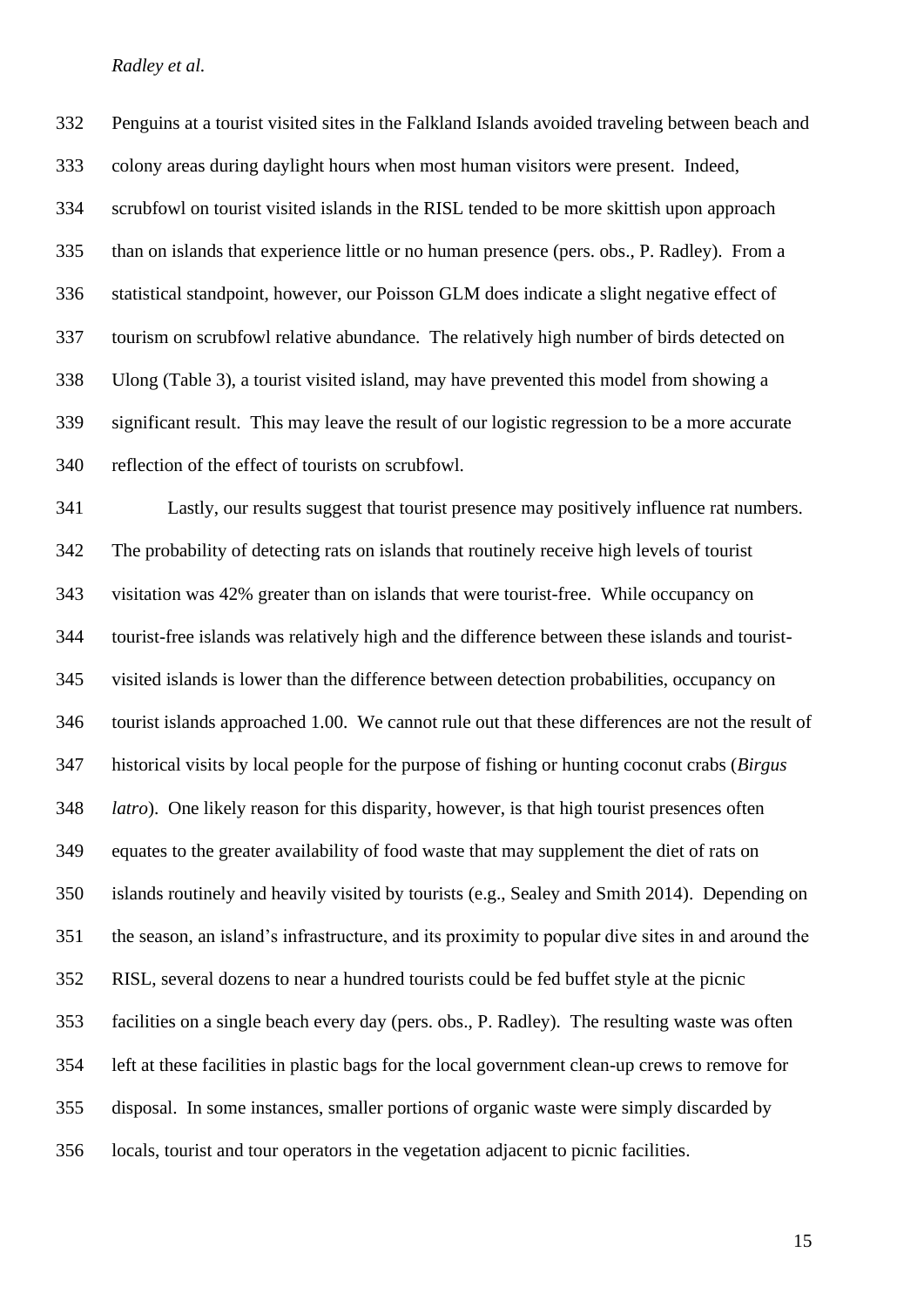Penguins at a tourist visited sites in the Falkland Islands avoided traveling between beach and colony areas during daylight hours when most human visitors were present. Indeed, scrubfowl on tourist visited islands in the RISL tended to be more skittish upon approach than on islands that experience little or no human presence (pers. obs., P. Radley). From a statistical standpoint, however, our Poisson GLM does indicate a slight negative effect of tourism on scrubfowl relative abundance. The relatively high number of birds detected on Ulong (Table 3), a tourist visited island, may have prevented this model from showing a significant result. This may leave the result of our logistic regression to be a more accurate reflection of the effect of tourists on scrubfowl.

Lastly, our results suggest that tourist presence may positively influence rat numbers. The probability of detecting rats on islands that routinely receive high levels of tourist visitation was 42% greater than on islands that were tourist-free. While occupancy on tourist-free islands was relatively high and the difference between these islands and tourist-visited islands is lower than the difference between detection probabilities, occupancy on tourist islands approached 1.00. We cannot rule out that these differences are not the result of historical visits by local people for the purpose of fishing or hunting coconut crabs (*Birgus latro*). One likely reason for this disparity, however, is that high tourist presences often equates to the greater availability of food waste that may supplement the diet of rats on islands routinely and heavily visited by tourists (e.g., Sealey and Smith 2014). Depending on the season, an island's infrastructure, and its proximity to popular dive sites in and around the RISL, several dozens to near a hundred tourists could be fed buffet style at the picnic facilities on a single beach every day (pers. obs., P. Radley). The resulting waste was often left at these facilities in plastic bags for the local government clean-up crews to remove for disposal. In some instances, smaller portions of organic waste were simply discarded by locals, tourist and tour operators in the vegetation adjacent to picnic facilities.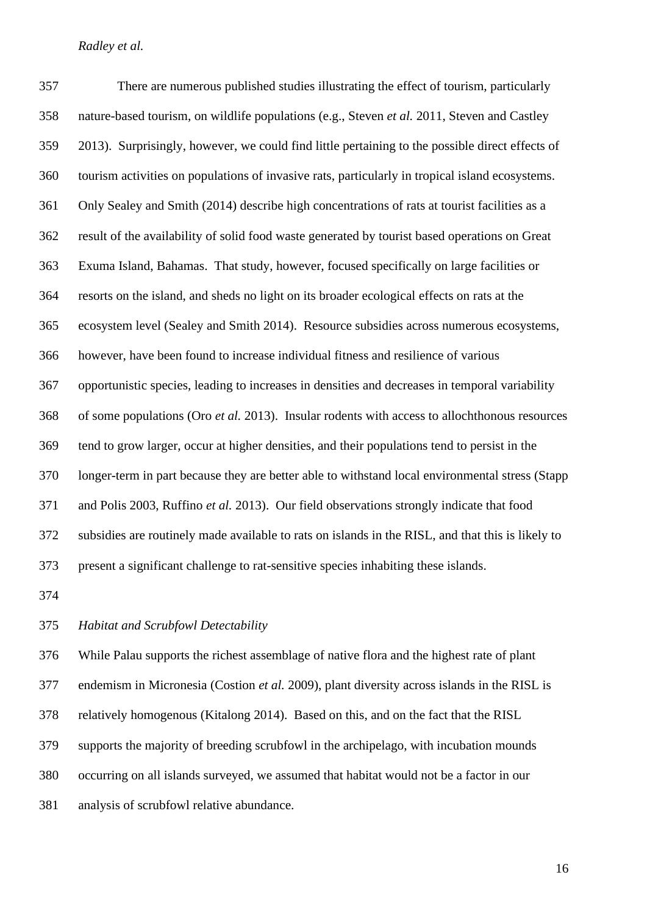There are numerous published studies illustrating the effect of tourism, particularly nature-based tourism, on wildlife populations (e.g., Steven *et al.* 2011, Steven and Castley 2013). Surprisingly, however, we could find little pertaining to the possible direct effects of tourism activities on populations of invasive rats, particularly in tropical island ecosystems. Only Sealey and Smith (2014) describe high concentrations of rats at tourist facilities as a result of the availability of solid food waste generated by tourist based operations on Great Exuma Island, Bahamas. That study, however, focused specifically on large facilities or resorts on the island, and sheds no light on its broader ecological effects on rats at the ecosystem level (Sealey and Smith 2014). Resource subsidies across numerous ecosystems, however, have been found to increase individual fitness and resilience of various opportunistic species, leading to increases in densities and decreases in temporal variability of some populations (Oro *et al.* 2013). Insular rodents with access to allochthonous resources tend to grow larger, occur at higher densities, and their populations tend to persist in the longer-term in part because they are better able to withstand local environmental stress (Stapp and Polis 2003, Ruffino *et al.* 2013). Our field observations strongly indicate that food subsidies are routinely made available to rats on islands in the RISL, and that this is likely to present a significant challenge to rat-sensitive species inhabiting these islands.

*Habitat and Scrubfowl Detectability*

While Palau supports the richest assemblage of native flora and the highest rate of plant endemism in Micronesia (Costion *et al.* 2009), plant diversity across islands in the RISL is relatively homogenous (Kitalong 2014). Based on this, and on the fact that the RISL supports the majority of breeding scrubfowl in the archipelago, with incubation mounds occurring on all islands surveyed, we assumed that habitat would not be a factor in our analysis of scrubfowl relative abundance.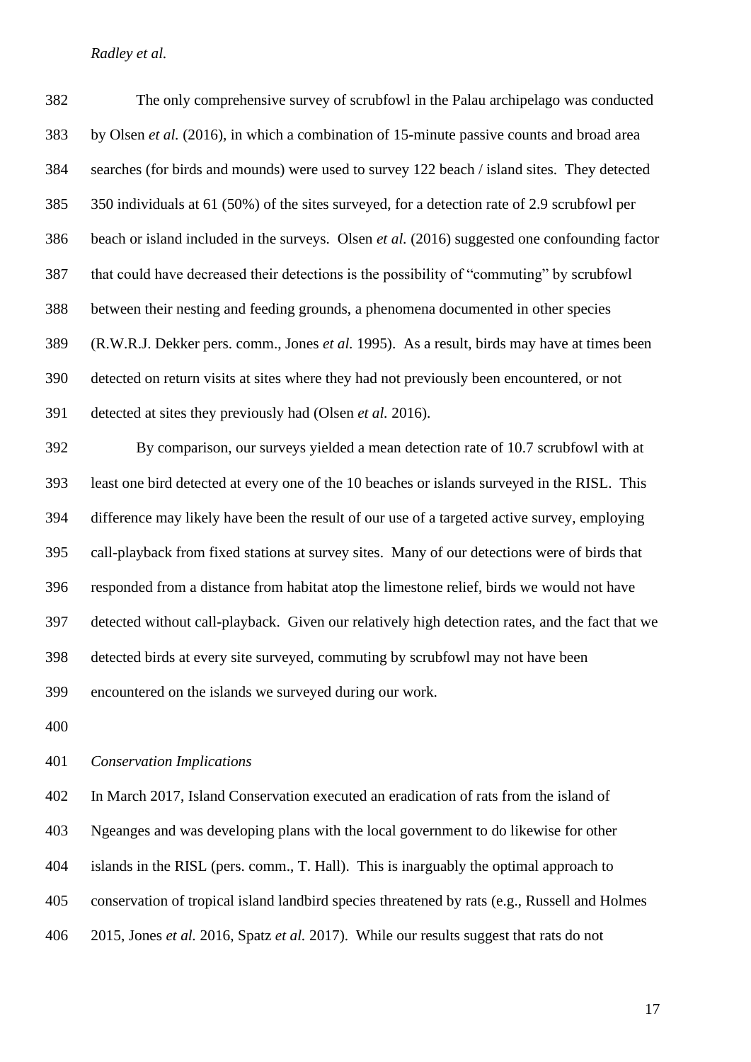The only comprehensive survey of scrubfowl in the Palau archipelago was conducted by Olsen *et al.* (2016), in which a combination of 15-minute passive counts and broad area searches (for birds and mounds) were used to survey 122 beach / island sites. They detected 350 individuals at 61 (50%) of the sites surveyed, for a detection rate of 2.9 scrubfowl per beach or island included in the surveys. Olsen *et al.* (2016) suggested one confounding factor that could have decreased their detections is the possibility of "commuting" by scrubfowl between their nesting and feeding grounds, a phenomena documented in other species (R.W.R.J. Dekker pers. comm., Jones *et al.* 1995). As a result, birds may have at times been detected on return visits at sites where they had not previously been encountered, or not detected at sites they previously had (Olsen *et al.* 2016).

By comparison, our surveys yielded a mean detection rate of 10.7 scrubfowl with at least one bird detected at every one of the 10 beaches or islands surveyed in the RISL. This difference may likely have been the result of our use of a targeted active survey, employing call-playback from fixed stations at survey sites. Many of our detections were of birds that responded from a distance from habitat atop the limestone relief, birds we would not have detected without call-playback. Given our relatively high detection rates, and the fact that we detected birds at every site surveyed, commuting by scrubfowl may not have been encountered on the islands we surveyed during our work.

*Conservation Implications*

In March 2017, Island Conservation executed an eradication of rats from the island of Ngeanges and was developing plans with the local government to do likewise for other islands in the RISL (pers. comm., T. Hall). This is inarguably the optimal approach to conservation of tropical island landbird species threatened by rats (e.g., Russell and Holmes 2015, Jones *et al.* 2016, Spatz *et al.* 2017). While our results suggest that rats do not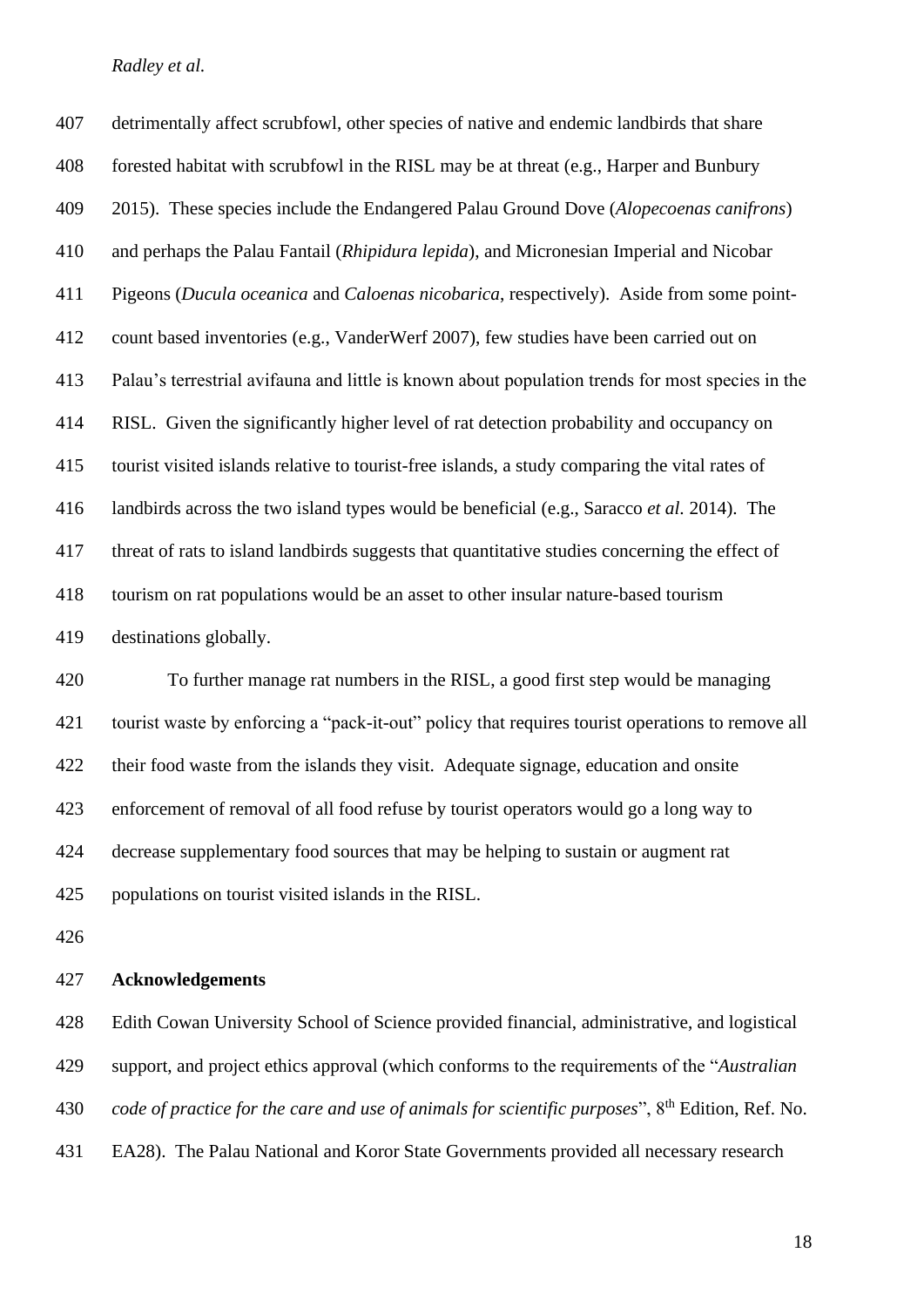detrimentally affect scrubfowl, other species of native and endemic landbirds that share forested habitat with scrubfowl in the RISL may be at threat (e.g., Harper and Bunbury 2015). These species include the Endangered Palau Ground Dove (*Alopecoenas canifrons*) and perhaps the Palau Fantail (*Rhipidura lepida*), and Micronesian Imperial and Nicobar Pigeons (*Ducula oceanica* and *Caloenas nicobarica*, respectively). Aside from some point-count based inventories (e.g., VanderWerf 2007), few studies have been carried out on Palau's terrestrial avifauna and little is known about population trends for most species in the RISL. Given the significantly higher level of rat detection probability and occupancy on tourist visited islands relative to tourist-free islands, a study comparing the vital rates of landbirds across the two island types would be beneficial (e.g., Saracco *et al.* 2014). The threat of rats to island landbirds suggests that quantitative studies concerning the effect of tourism on rat populations would be an asset to other insular nature-based tourism destinations globally.

To further manage rat numbers in the RISL, a good first step would be managing tourist waste by enforcing a "pack-it-out" policy that requires tourist operations to remove all their food waste from the islands they visit. Adequate signage, education and onsite enforcement of removal of all food refuse by tourist operators would go a long way to decrease supplementary food sources that may be helping to sustain or augment rat populations on tourist visited islands in the RISL.

## Acknowledgements

Edith Cowan University School of Science provided financial, administrative, and logistical support, and project ethics approval (which conforms to the requirements of the "*Australian code of practice for the care and use of animals for scientific purposes*", 8th Edition, Ref. No. EA28). The Palau National and Koror State Governments provided all necessary research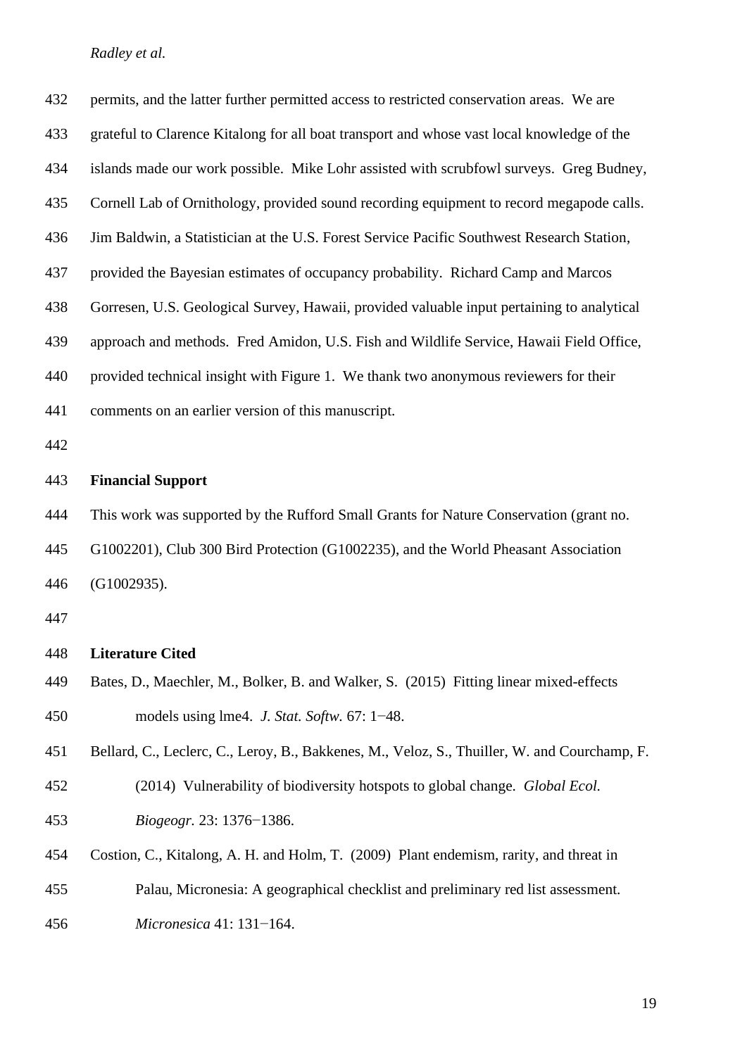permits, and the latter further permitted access to restricted conservation areas. We are grateful to Clarence Kitalong for all boat transport and whose vast local knowledge of the islands made our work possible. Mike Lohr assisted with scrubfowl surveys. Greg Budney, Cornell Lab of Ornithology, provided sound recording equipment to record megapode calls. Jim Baldwin, a Statistician at the U.S. Forest Service Pacific Southwest Research Station, provided the Bayesian estimates of occupancy probability. Richard Camp and Marcos Gorresen, U.S. Geological Survey, Hawaii, provided valuable input pertaining to analytical approach and methods. Fred Amidon, U.S. Fish and Wildlife Service, Hawaii Field Office, provided technical insight with Figure 1. We thank two anonymous reviewers for their comments on an earlier version of this manuscript.

## Financial Support

This work was supported by the Rufford Small Grants for Nature Conservation (grant no. G1002201), Club 300 Bird Protection (G1002235), and the World Pheasant Association (G1002935).

## Literature Cited

Bates, D., Maechler, M., Bolker, B. and Walker, S. (2015) Fitting linear mixed-effects models using lme4. *J. Stat. Softw.* 67: 1−48.

Bellard, C., Leclerc, C., Leroy, B., Bakkenes, M., Veloz, S., Thuiller, W. and Courchamp, F. (2014) Vulnerability of biodiversity hotspots to global change. *Global Ecol. Biogeogr.* 23: 1376−1386.

Costion, C., Kitalong, A. H. and Holm, T. (2009) Plant endemism, rarity, and threat in Palau, Micronesia: A geographical checklist and preliminary red list assessment. *Micronesica* 41: 131−164.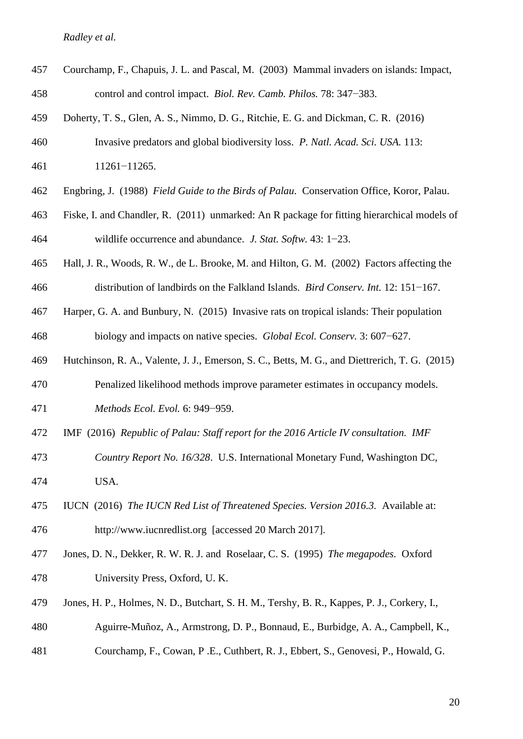Courchamp, F., Chapuis, J. L. and Pascal, M. (2003) Mammal invaders on islands: Impact, control and control impact. *Biol. Rev. Camb. Philos.* 78: 347−383.

Doherty, T. S., Glen, A. S., Nimmo, D. G., Ritchie, E. G. and Dickman, C. R. (2016) Invasive predators and global biodiversity loss. *P. Natl. Acad. Sci. USA.* 113: 11261−11265.

Engbring, J. (1988) *Field Guide to the Birds of Palau.* Conservation Office, Koror, Palau.

Fiske, I. and Chandler, R. (2011) unmarked: An R package for fitting hierarchical models of wildlife occurrence and abundance. *J. Stat. Softw.* 43: 1−23.

Hall, J. R., Woods, R. W., de L. Brooke, M. and Hilton, G. M. (2002) Factors affecting the distribution of landbirds on the Falkland Islands. *Bird Conserv. Int.* 12: 151−167.

Harper, G. A. and Bunbury, N. (2015) Invasive rats on tropical islands: Their population biology and impacts on native species. *Global Ecol. Conserv.* 3: 607−627.

Hutchinson, R. A., Valente, J. J., Emerson, S. C., Betts, M. G., and Diettrerich, T. G. (2015) Penalized likelihood methods improve parameter estimates in occupancy models. *Methods Ecol. Evol.* 6: 949−959.

IMF (2016) *Republic of Palau: Staff report for the 2016 Article IV consultation. IMF Country Report No. 16/328*. U.S. International Monetary Fund, Washington DC, USA.

IUCN (2016) *The IUCN Red List of Threatened Species. Version 2016.3.* Available at: http://www.iucnredlist.org [accessed 20 March 2017].

Jones, D. N., Dekker, R. W. R. J. and Roselaar, C. S. (1995) *The megapodes.* Oxford University Press, Oxford, U. K.

Jones, H. P., Holmes, N. D., Butchart, S. H. M., Tershy, B. R., Kappes, P. J., Corkery, I., Aguirre-Muñoz, A., Armstrong, D. P., Bonnaud, E., Burbidge, A. A., Campbell, K., Courchamp, F., Cowan, P .E., Cuthbert, R. J., Ebbert, S., Genovesi, P., Howald, G.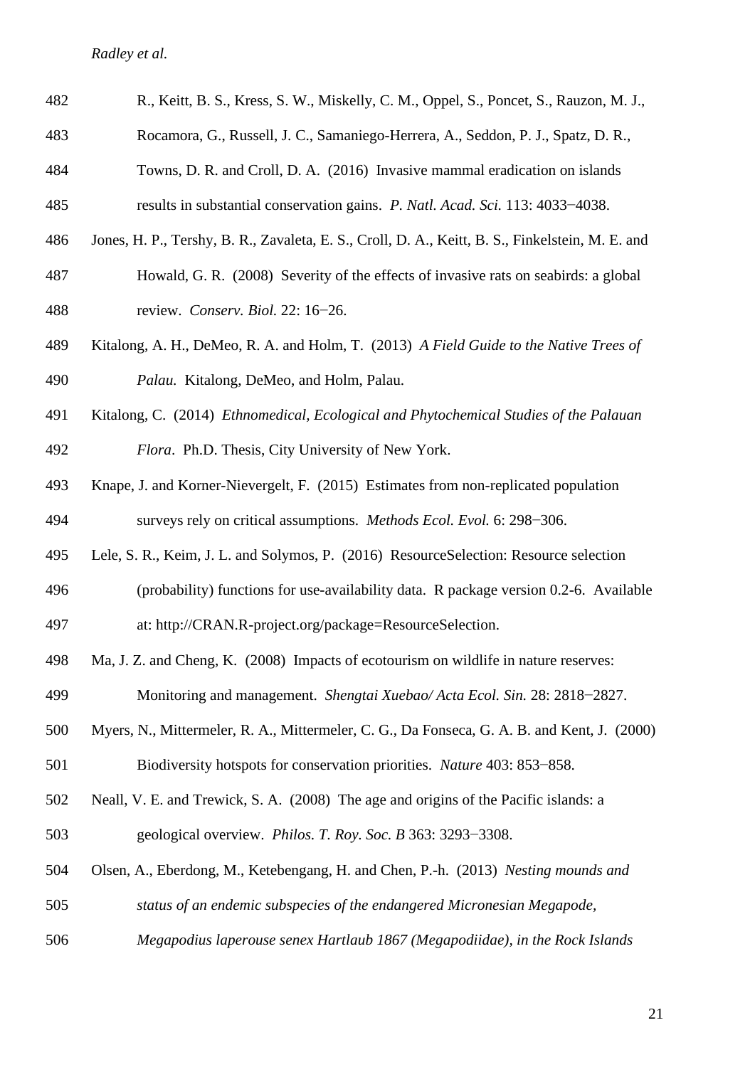R., Keitt, B. S., Kress, S. W., Miskelly, C. M., Oppel, S., Poncet, S., Rauzon, M. J., Rocamora, G., Russell, J. C., Samaniego-Herrera, A., Seddon, P. J., Spatz, D. R., Towns, D. R. and Croll, D. A. (2016) Invasive mammal eradication on islands results in substantial conservation gains. *P. Natl. Acad. Sci.* 113: 4033−4038.

Jones, H. P., Tershy, B. R., Zavaleta, E. S., Croll, D. A., Keitt, B. S., Finkelstein, M. E. and Howald, G. R. (2008) Severity of the effects of invasive rats on seabirds: a global review. *Conserv. Biol.* 22: 16−26.

Kitalong, A. H., DeMeo, R. A. and Holm, T. (2013) *A Field Guide to the Native Trees of Palau.* Kitalong, DeMeo, and Holm, Palau.

Kitalong, C. (2014) *Ethnomedical, Ecological and Phytochemical Studies of the Palauan Flora*. Ph.D. Thesis, City University of New York.

Knape, J. and Korner-Nievergelt, F. (2015) Estimates from non-replicated population surveys rely on critical assumptions. *Methods Ecol. Evol.* 6: 298−306.

Lele, S. R., Keim, J. L. and Solymos, P. (2016) ResourceSelection: Resource selection (probability) functions for use-availability data. R package version 0.2-6. Available at: http://CRAN.R-project.org/package=ResourceSelection.

Ma, J. Z. and Cheng, K. (2008) Impacts of ecotourism on wildlife in nature reserves: Monitoring and management. *Shengtai Xuebao/ Acta Ecol. Sin.* 28: 2818−2827.

Myers, N., Mittermeler, R. A., Mittermeler, C. G., Da Fonseca, G. A. B. and Kent, J. (2000) Biodiversity hotspots for conservation priorities. *Nature* 403: 853−858.

Neall, V. E. and Trewick, S. A. (2008) The age and origins of the Pacific islands: a geological overview. *Philos. T. Roy. Soc. B* 363: 3293−3308.

Olsen, A., Eberdong, M., Ketebengang, H. and Chen, P.-h. (2013) *Nesting mounds and status of an endemic subspecies of the endangered Micronesian Megapode, Megapodius laperouse senex Hartlaub 1867 (Megapodiidae), in the Rock Islands*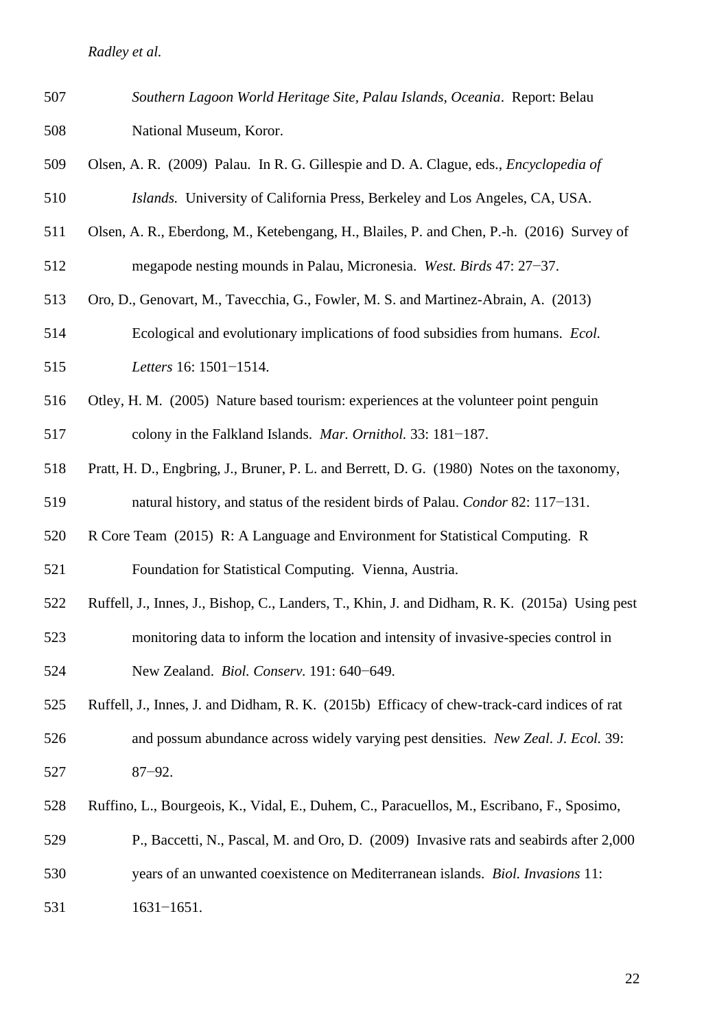*Southern Lagoon World Heritage Site, Palau Islands, Oceania*. Report: Belau National Museum, Koror.

Olsen, A. R. (2009) Palau. In R. G. Gillespie and D. A. Clague, eds., *Encyclopedia of Islands.* University of California Press, Berkeley and Los Angeles, CA, USA.

Olsen, A. R., Eberdong, M., Ketebengang, H., Blailes, P. and Chen, P.-h. (2016) Survey of megapode nesting mounds in Palau, Micronesia. *West. Birds* 47: 27−37.

Oro, D., Genovart, M., Tavecchia, G., Fowler, M. S. and Martinez-Abrain, A. (2013) Ecological and evolutionary implications of food subsidies from humans. *Ecol. Letters* 16: 1501−1514.

Otley, H. M. (2005) Nature based tourism: experiences at the volunteer point penguin colony in the Falkland Islands. *Mar. Ornithol.* 33: 181−187.

Pratt, H. D., Engbring, J., Bruner, P. L. and Berrett, D. G. (1980) Notes on the taxonomy, natural history, and status of the resident birds of Palau. *Condor* 82: 117−131.

R Core Team (2015) R: A Language and Environment for Statistical Computing. R Foundation for Statistical Computing. Vienna, Austria.

Ruffell, J., Innes, J., Bishop, C., Landers, T., Khin, J. and Didham, R. K. (2015a) Using pest monitoring data to inform the location and intensity of invasive-species control in New Zealand. *Biol. Conserv*. 191: 640−649.

Ruffell, J., Innes, J. and Didham, R. K. (2015b) Efficacy of chew-track-card indices of rat and possum abundance across widely varying pest densities. *New Zeal. J. Ecol.* 39: 87−92.

Ruffino, L., Bourgeois, K., Vidal, E., Duhem, C., Paracuellos, M., Escribano, F., Sposimo, P., Baccetti, N., Pascal, M. and Oro, D. (2009) Invasive rats and seabirds after 2,000 years of an unwanted coexistence on Mediterranean islands. *Biol. Invasions* 11: 1631−1651.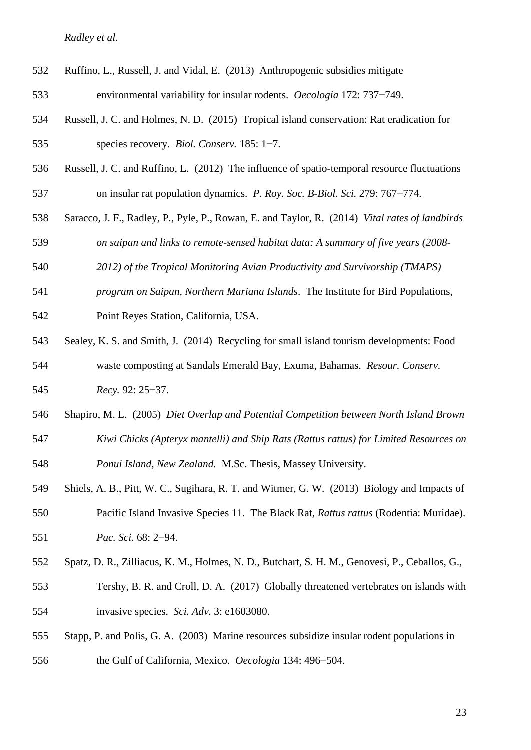Ruffino, L., Russell, J. and Vidal, E. (2013) Anthropogenic subsidies mitigate environmental variability for insular rodents. *Oecologia* 172: 737−749.

Russell, J. C. and Holmes, N. D. (2015) Tropical island conservation: Rat eradication for species recovery. *Biol. Conserv.* 185: 1−7.

Russell, J. C. and Ruffino, L. (2012) The influence of spatio-temporal resource fluctuations on insular rat population dynamics. *P. Roy. Soc. B-Biol. Sci.* 279: 767−774.

Saracco, J. F., Radley, P., Pyle, P., Rowan, E. and Taylor, R. (2014) *Vital rates of landbirds on saipan and links to remote-sensed habitat data: A summary of five years (2008-2012) of the Tropical Monitoring Avian Productivity and Survivorship (TMAPS) program on Saipan, Northern Mariana Islands*. The Institute for Bird Populations, Point Reyes Station, California, USA.

Sealey, K. S. and Smith, J. (2014) Recycling for small island tourism developments: Food waste composting at Sandals Emerald Bay, Exuma, Bahamas. *Resour. Conserv. Recy.* 92: 25−37.

Shapiro, M. L. (2005) *Diet Overlap and Potential Competition between North Island Brown Kiwi Chicks (Apteryx mantelli) and Ship Rats (Rattus rattus) for Limited Resources on Ponui Island, New Zealand.* M.Sc. Thesis, Massey University.

Shiels, A. B., Pitt, W. C., Sugihara, R. T. and Witmer, G. W. (2013) Biology and Impacts of Pacific Island Invasive Species 11. The Black Rat, *Rattus rattus* (Rodentia: Muridae). *Pac. Sci.* 68: 2−94.

Spatz, D. R., Zilliacus, K. M., Holmes, N. D., Butchart, S. H. M., Genovesi, P., Ceballos, G., Tershy, B. R. and Croll, D. A. (2017) Globally threatened vertebrates on islands with invasive species. *Sci. Adv.* 3: e1603080.

Stapp, P. and Polis, G. A. (2003) Marine resources subsidize insular rodent populations in the Gulf of California, Mexico. *Oecologia* 134: 496−504.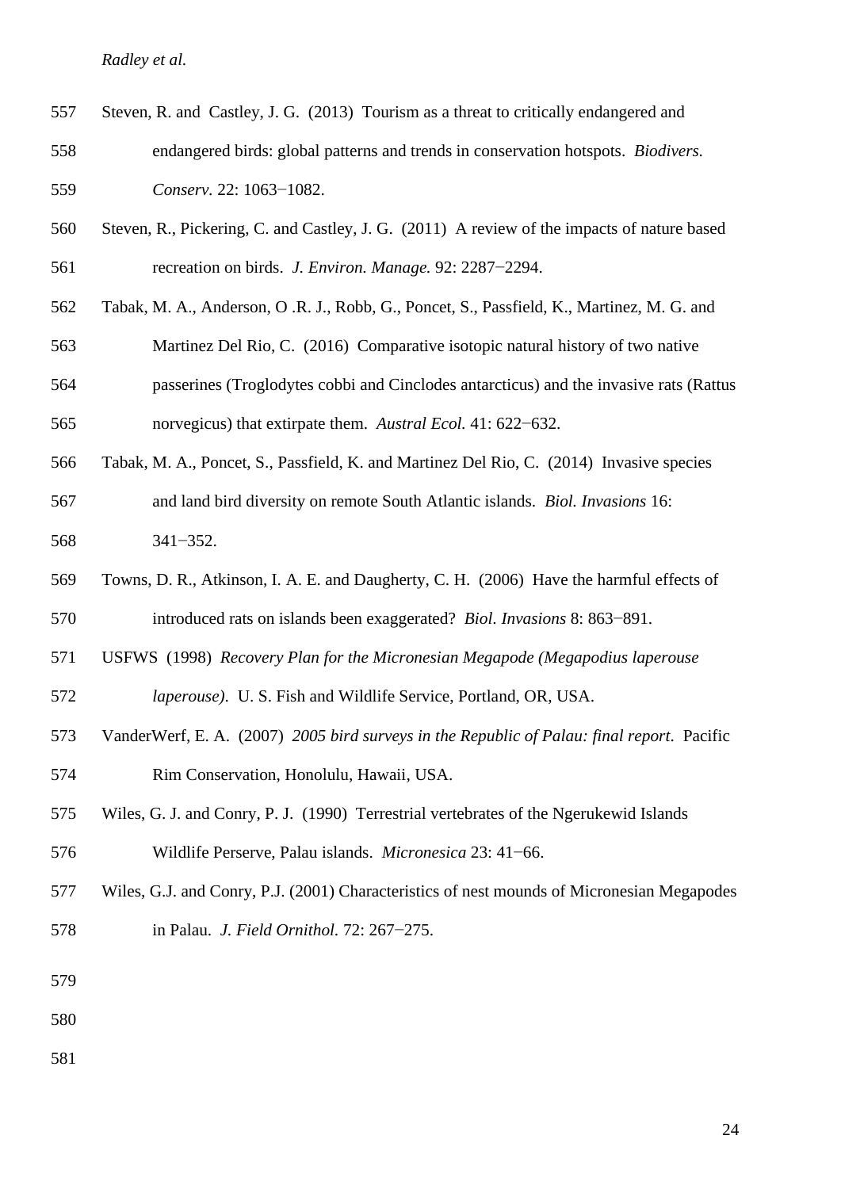Steven, R. and Castley, J. G. (2013) Tourism as a threat to critically endangered and endangered birds: global patterns and trends in conservation hotspots. *Biodivers. Conserv.* 22: 1063−1082.

Steven, R., Pickering, C. and Castley, J. G. (2011) A review of the impacts of nature based recreation on birds. *J. Environ. Manage.* 92: 2287−2294.

Tabak, M. A., Anderson, O .R. J., Robb, G., Poncet, S., Passfield, K., Martinez, M. G. and Martinez Del Rio, C. (2016) Comparative isotopic natural history of two native passerines (Troglodytes cobbi and Cinclodes antarcticus) and the invasive rats (Rattus norvegicus) that extirpate them. *Austral Ecol.* 41: 622−632.

Tabak, M. A., Poncet, S., Passfield, K. and Martinez Del Rio, C. (2014) Invasive species and land bird diversity on remote South Atlantic islands. *Biol. Invasions* 16: 341−352.

Towns, D. R., Atkinson, I. A. E. and Daugherty, C. H. (2006) Have the harmful effects of introduced rats on islands been exaggerated? *Biol. Invasions* 8: 863−891.

USFWS (1998) *Recovery Plan for the Micronesian Megapode (Megapodius laperouse laperouse).* U. S. Fish and Wildlife Service, Portland, OR, USA.

VanderWerf, E. A. (2007) *2005 bird surveys in the Republic of Palau: final report*. Pacific Rim Conservation, Honolulu, Hawaii, USA.

Wiles, G. J. and Conry, P. J. (1990) Terrestrial vertebrates of the Ngerukewid Islands Wildlife Perserve, Palau islands. *Micronesica* 23: 41−66.

Wiles, G.J. and Conry, P.J. (2001) Characteristics of nest mounds of Micronesian Megapodes in Palau. *J. Field Ornithol.* 72: 267−275.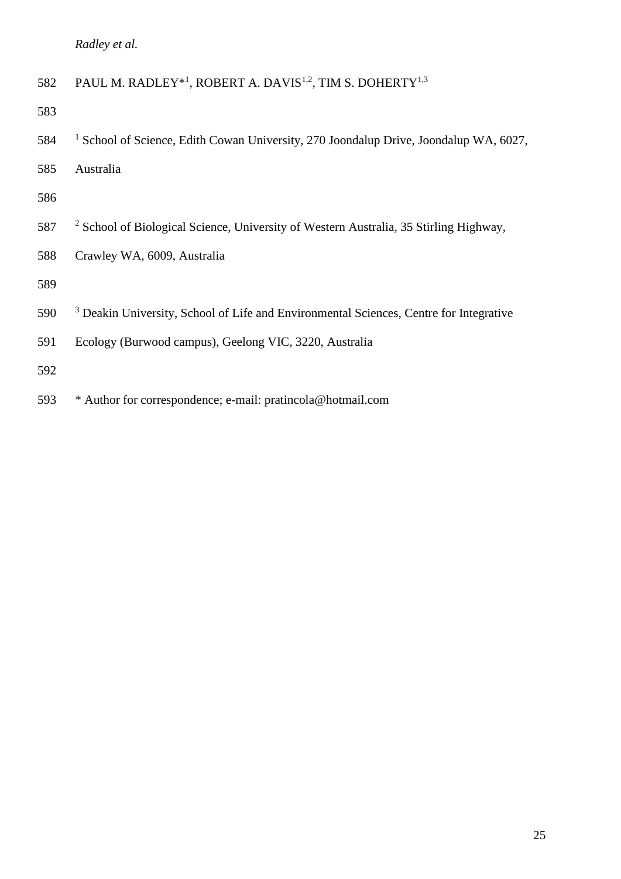PAUL M. RADLEY*[1], ROBERT A. DAVIS[1,2], TIM S. DOHERTY[1,3]

[1] School of Science, Edith Cowan University, 270 Joondalup Drive, Joondalup WA, 6027, Australia

[2] School of Biological Science, University of Western Australia, 35 Stirling Highway, Crawley WA, 6009, Australia

[3] Deakin University, School of Life and Environmental Sciences, Centre for Integrative Ecology (Burwood campus), Geelong VIC, 3220, Australia

* Author for correspondence; e-mail: pratincola@hotmail.com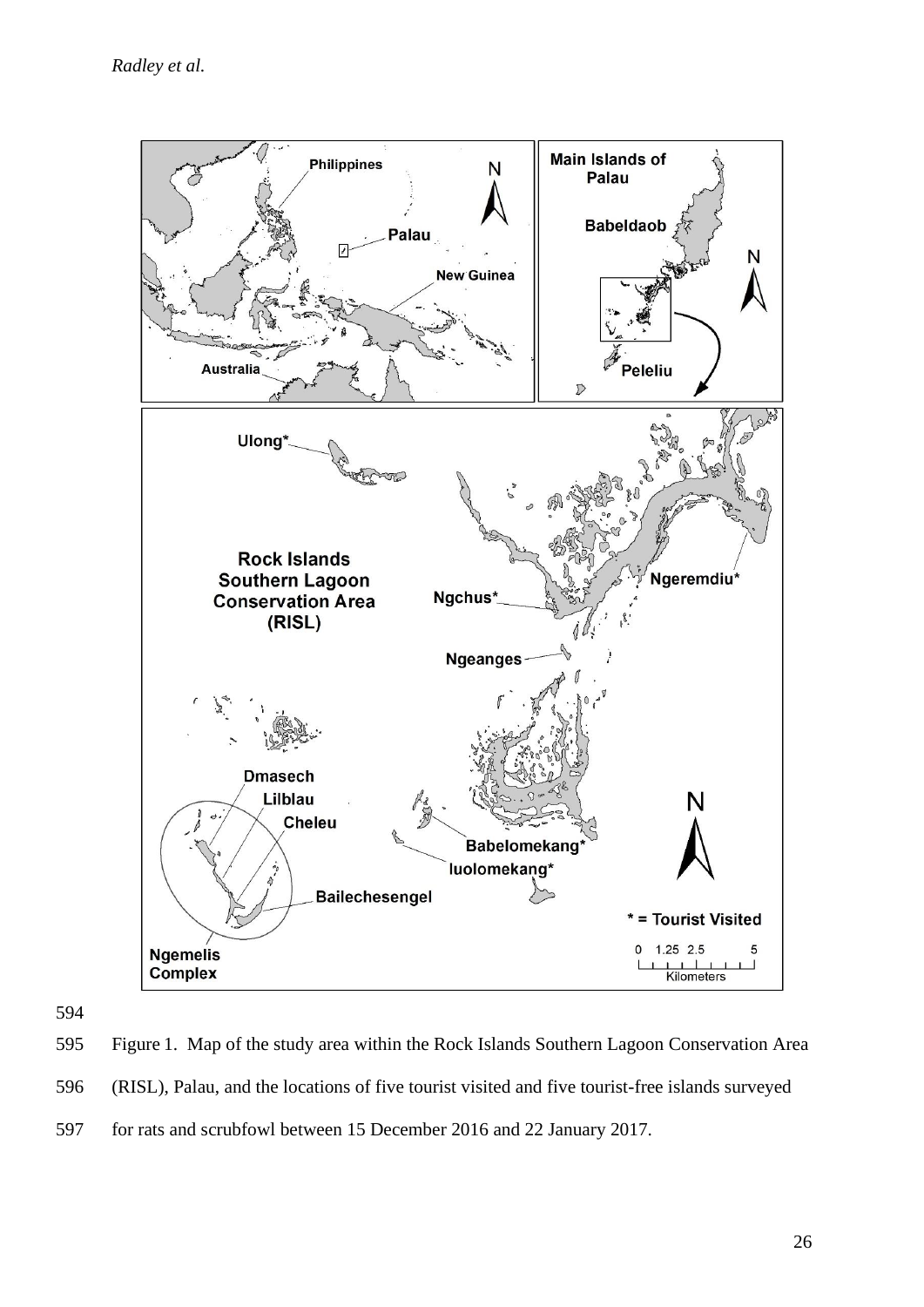Figure 1. Map of the study area within the Rock Islands Southern Lagoon Conservation Area (RISL), Palau, and the locations of five tourist visited and five tourist-free islands surveyed for rats and scrubfowl between 15 December 2016 and 22 January 2017.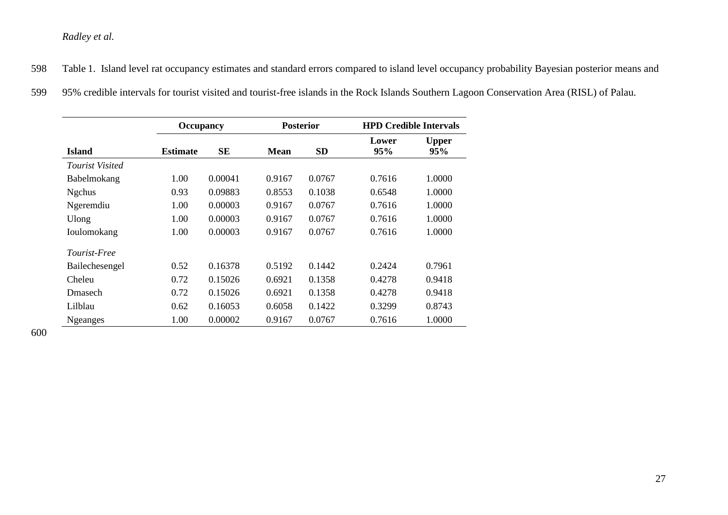Table 1. Island level rat occupancy estimates and standard errors compared to island level occupancy probability Bayesian posterior means and 95% credible intervals for tourist visited and tourist-free islands in the Rock Islands Southern Lagoon Conservation Area (RISL) of Palau.

| | Occupancy | | Posterior | | HPD Credible Intervals | |
|---|---|---|---|---|---|---|
| **Island** | **Estimate** | **SE** | **Mean** | **SD** | **Lower 95%** | **Upper 95%** |
| *Tourist Visited* | | | | | | |
| Babelmokang | 1.00 | 0.00041 | 0.9167 | 0.0767 | 0.7616 | 1.0000 |
| Ngchus | 0.93 | 0.09883 | 0.8553 | 0.1038 | 0.6548 | 1.0000 |
| Ngeremdiu | 1.00 | 0.00003 | 0.9167 | 0.0767 | 0.7616 | 1.0000 |
| Ulong | 1.00 | 0.00003 | 0.9167 | 0.0767 | 0.7616 | 1.0000 |
| Ioulomokang | 1.00 | 0.00003 | 0.9167 | 0.0767 | 0.7616 | 1.0000 |
| *Tourist-Free* | | | | | | |
| Bailechesengel | 0.52 | 0.16378 | 0.5192 | 0.1442 | 0.2424 | 0.7961 |
| Cheleu | 0.72 | 0.15026 | 0.6921 | 0.1358 | 0.4278 | 0.9418 |
| Dmasech | 0.72 | 0.15026 | 0.6921 | 0.1358 | 0.4278 | 0.9418 |
| Lilblau | 0.62 | 0.16053 | 0.6058 | 0.1422 | 0.3299 | 0.8743 |
| Ngeanges | 1.00 | 0.00002 | 0.9167 | 0.0767 | 0.7616 | 1.0000 |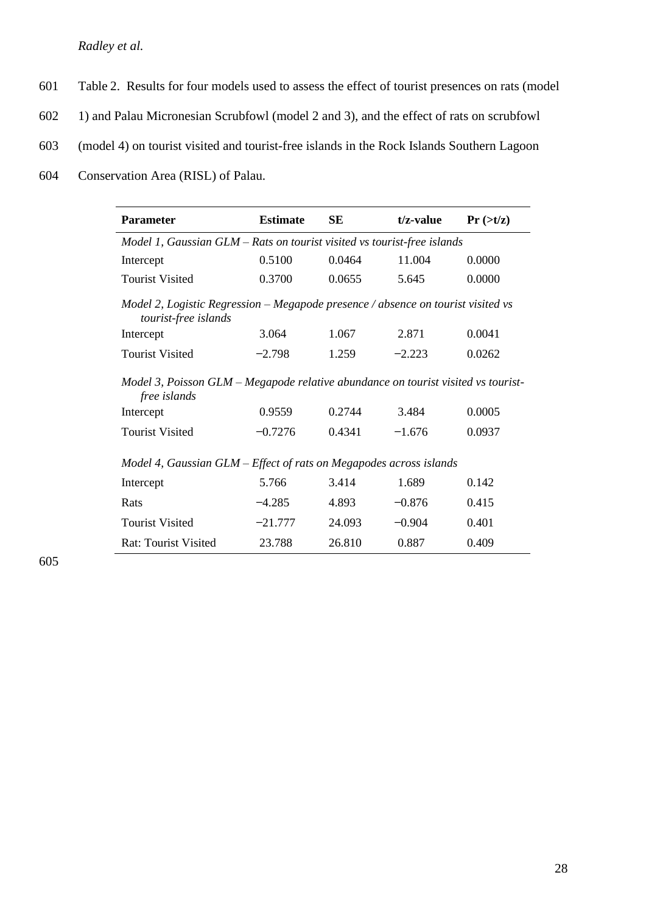Table 2. Results for four models used to assess the effect of tourist presences on rats (model 1) and Palau Micronesian Scrubfowl (model 2 and 3), and the effect of rats on scrubfowl (model 4) on tourist visited and tourist-free islands in the Rock Islands Southern Lagoon Conservation Area (RISL) of Palau.

| **Parameter** | **Estimate** | **SE** | **t/z-value** | **Pr (>t/z)** |
|---|---|---|---|---|
| *Model 1, Gaussian GLM – Rats on tourist visited vs tourist-free islands* | | | | |
| Intercept | 0.5100 | 0.0464 | 11.004 | 0.0000 |
| Tourist Visited | 0.3700 | 0.0655 | 5.645 | 0.0000 |
| *Model 2, Logistic Regression – Megapode presence / absence on tourist visited vs tourist-free islands* | | | | |
| Intercept | 3.064 | 1.067 | 2.871 | 0.0041 |
| Tourist Visited | −2.798 | 1.259 | −2.223 | 0.0262 |
| *Model 3, Poisson GLM – Megapode relative abundance on tourist visited vs tourist-free islands* | | | | |
| Intercept | 0.9559 | 0.2744 | 3.484 | 0.0005 |
| Tourist Visited | −0.7276 | 0.4341 | −1.676 | 0.0937 |
| *Model 4, Gaussian GLM – Effect of rats on Megapodes across islands* | | | | |
| Intercept | 5.766 | 3.414 | 1.689 | 0.142 |
| Rats | −4.285 | 4.893 | −0.876 | 0.415 |
| Tourist Visited | −21.777 | 24.093 | −0.904 | 0.401 |
| Rat: Tourist Visited | 23.788 | 26.810 | 0.887 | 0.409 |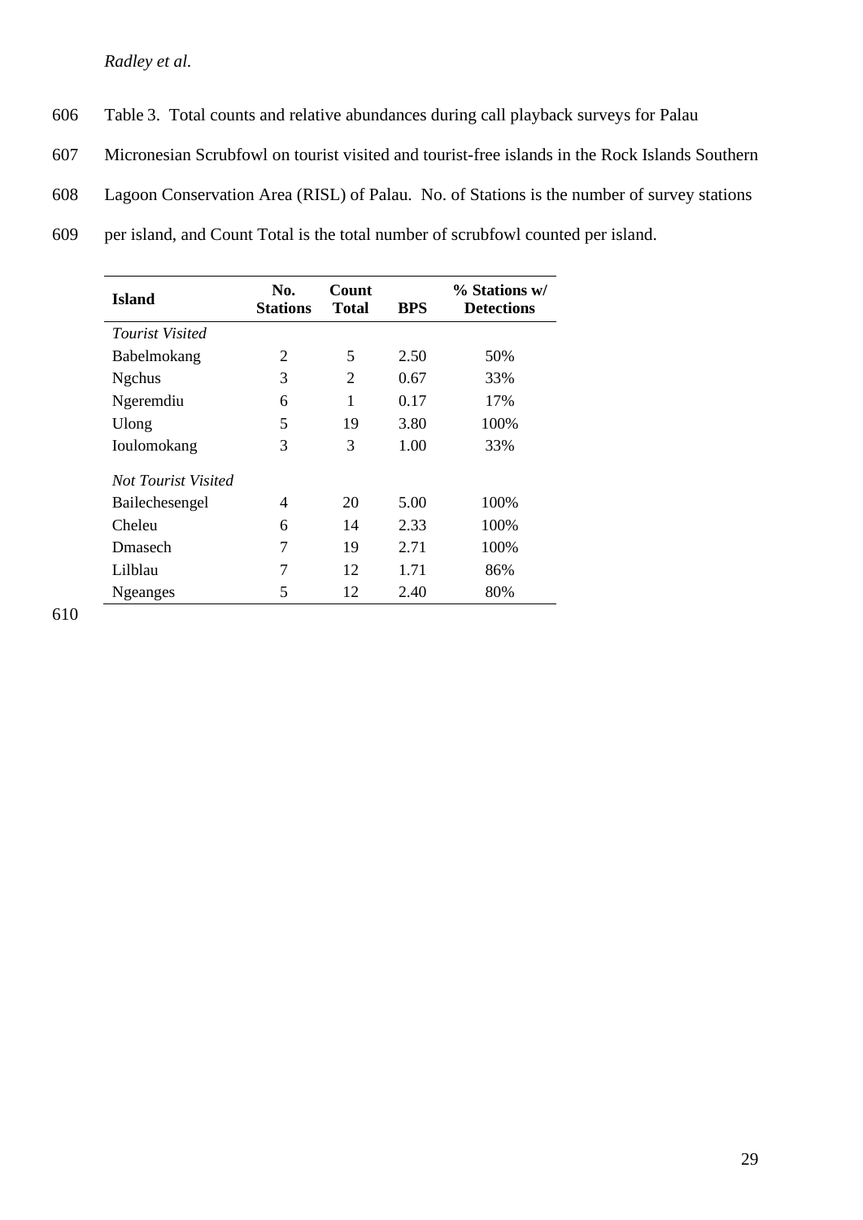Table 3. Total counts and relative abundances during call playback surveys for Palau Micronesian Scrubfowl on tourist visited and tourist-free islands in the Rock Islands Southern Lagoon Conservation Area (RISL) of Palau. No. of Stations is the number of survey stations per island, and Count Total is the total number of scrubfowl counted per island.

| **Island** | **No. Stations** | **Count Total** | **BPS** | **% Stations w/ Detections** |
|---|---|---|---|---|
| *Tourist Visited* | | | | |
| Babelmokang | 2 | 5 | 2.50 | 50% |
| Ngchus | 3 | 2 | 0.67 | 33% |
| Ngeremdiu | 6 | 1 | 0.17 | 17% |
| Ulong | 5 | 19 | 3.80 | 100% |
| Ioulomokang | 3 | 3 | 1.00 | 33% |
| *Not Tourist Visited* | | | | |
| Bailechesengel | 4 | 20 | 5.00 | 100% |
| Cheleu | 6 | 14 | 2.33 | 100% |
| Dmasech | 7 | 19 | 2.71 | 100% |
| Lilblau | 7 | 12 | 1.71 | 86% |
| Ngeanges | 5 | 12 | 2.40 | 80% |